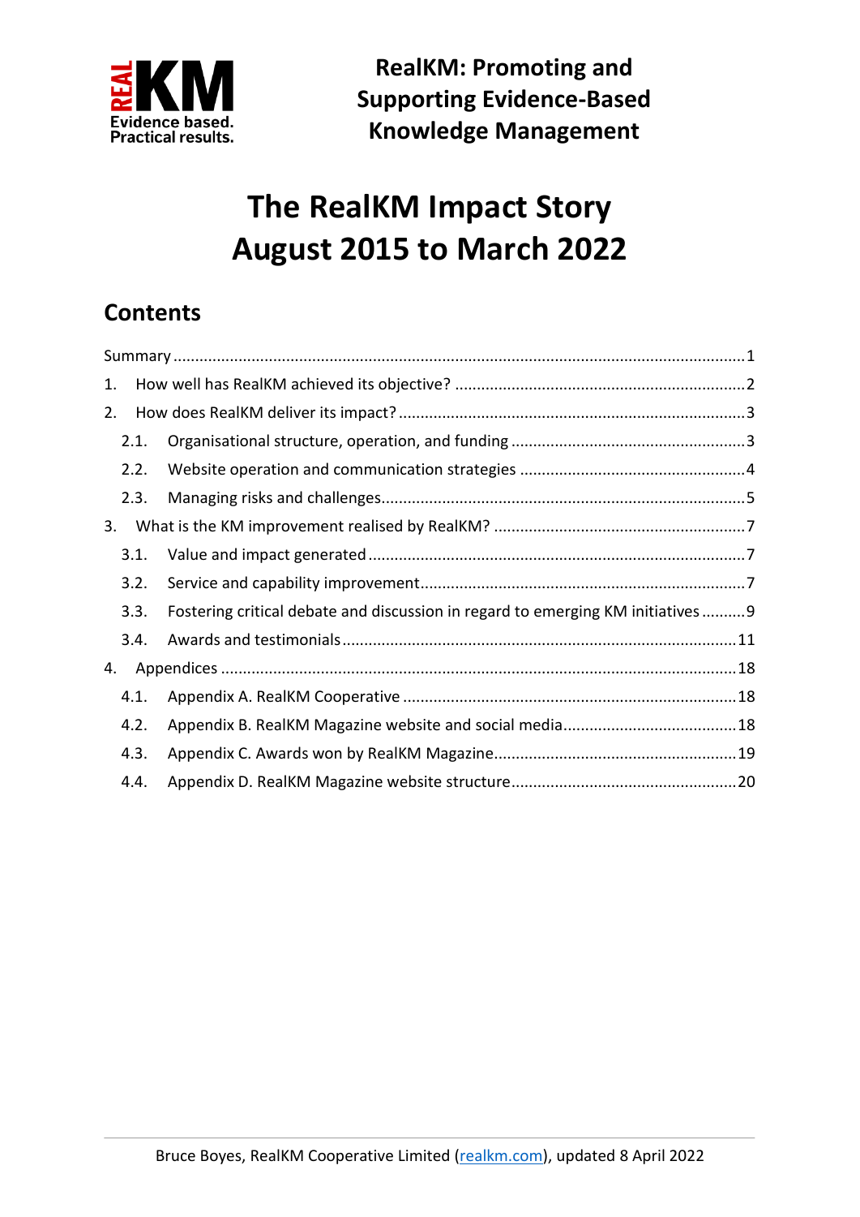**RealKM: Promoting and Supporting Evidence-Based Knowledge Management**

# The RealKM Impact Story
# August 2015 to March 2022

## Contents

Summary ..... 1

1. How well has RealKM achieved its objective? ..... 2
2. How does RealKM deliver its impact? ..... 3
   - 2.1. Organisational structure, operation, and funding ..... 3
   - 2.2. Website operation and communication strategies ..... 4
   - 2.3. Managing risks and challenges ..... 5
3. What is the KM improvement realised by RealKM? ..... 7
   - 3.1. Value and impact generated ..... 7
   - 3.2. Service and capability improvement ..... 7
   - 3.3. Fostering critical debate and discussion in regard to emerging KM initiatives ..... 9
   - 3.4. Awards and testimonials ..... 11
4. Appendices ..... 18
   - 4.1. Appendix A. RealKM Cooperative ..... 18
   - 4.2. Appendix B. RealKM Magazine website and social media ..... 18
   - 4.3. Appendix C. Awards won by RealKM Magazine ..... 19
   - 4.4. Appendix D. RealKM Magazine website structure ..... 20

Bruce Boyes, RealKM Cooperative Limited (realkm.com), updated 8 April 2022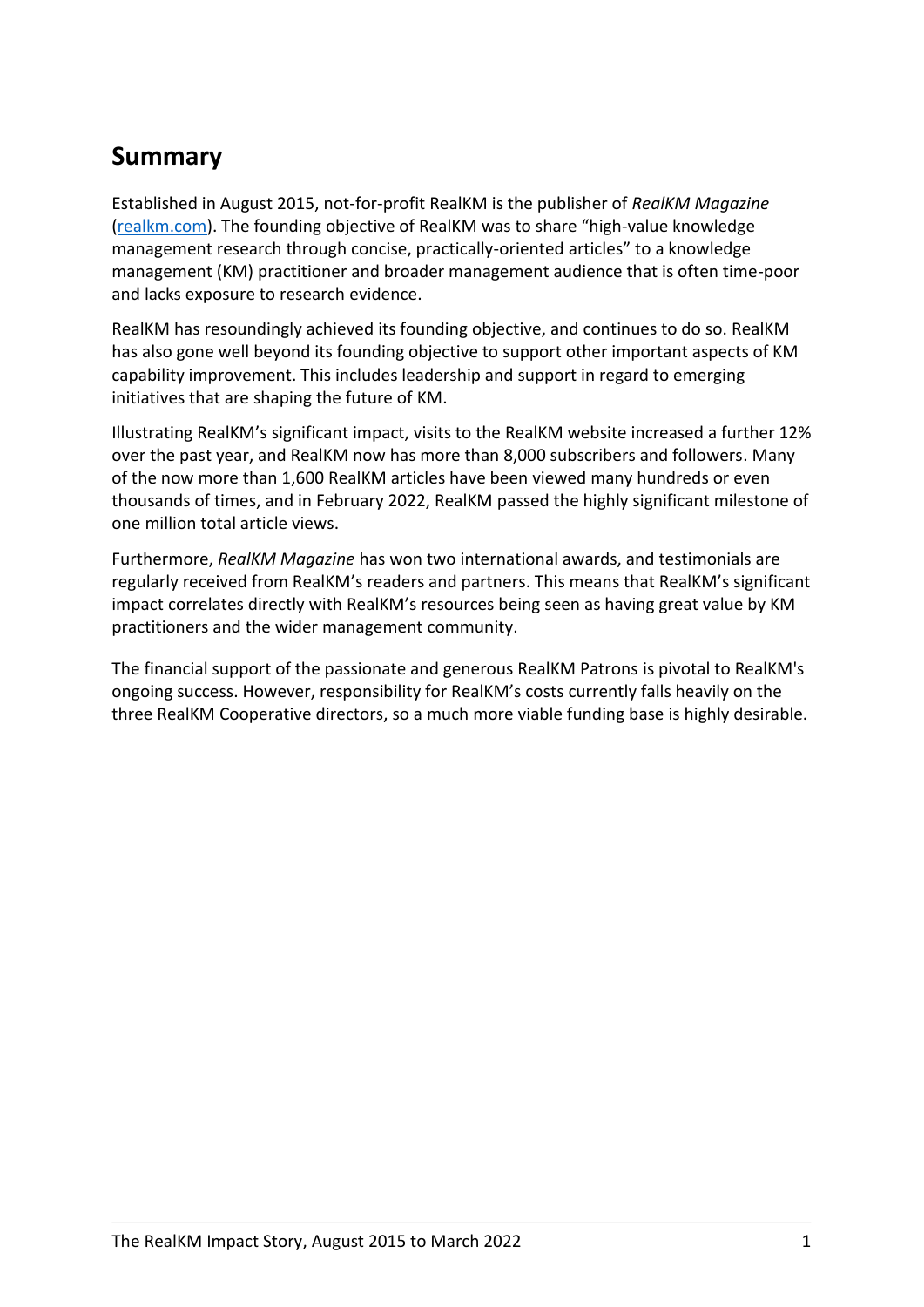## Summary

Established in August 2015, not-for-profit RealKM is the publisher of *RealKM Magazine* ([realkm.com](realkm.com)). The founding objective of RealKM was to share "high-value knowledge management research through concise, practically-oriented articles" to a knowledge management (KM) practitioner and broader management audience that is often time-poor and lacks exposure to research evidence.

RealKM has resoundingly achieved its founding objective, and continues to do so. RealKM has also gone well beyond its founding objective to support other important aspects of KM capability improvement. This includes leadership and support in regard to emerging initiatives that are shaping the future of KM.

Illustrating RealKM's significant impact, visits to the RealKM website increased a further 12% over the past year, and RealKM now has more than 8,000 subscribers and followers. Many of the now more than 1,600 RealKM articles have been viewed many hundreds or even thousands of times, and in February 2022, RealKM passed the highly significant milestone of one million total article views.

Furthermore, *RealKM Magazine* has won two international awards, and testimonials are regularly received from RealKM's readers and partners. This means that RealKM's significant impact correlates directly with RealKM's resources being seen as having great value by KM practitioners and the wider management community.

The financial support of the passionate and generous RealKM Patrons is pivotal to RealKM's ongoing success. However, responsibility for RealKM's costs currently falls heavily on the three RealKM Cooperative directors, so a much more viable funding base is highly desirable.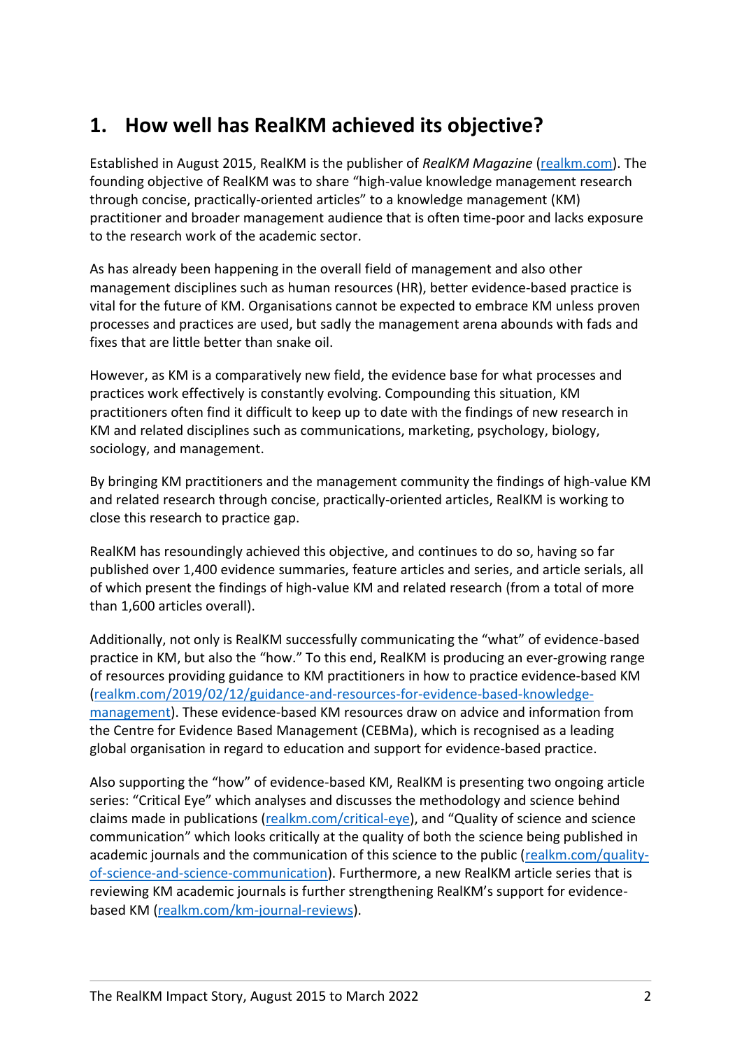## 1. How well has RealKM achieved its objective?

Established in August 2015, RealKM is the publisher of *RealKM Magazine* (realkm.com). The founding objective of RealKM was to share "high-value knowledge management research through concise, practically-oriented articles" to a knowledge management (KM) practitioner and broader management audience that is often time-poor and lacks exposure to the research work of the academic sector.

As has already been happening in the overall field of management and also other management disciplines such as human resources (HR), better evidence-based practice is vital for the future of KM. Organisations cannot be expected to embrace KM unless proven processes and practices are used, but sadly the management arena abounds with fads and fixes that are little better than snake oil.

However, as KM is a comparatively new field, the evidence base for what processes and practices work effectively is constantly evolving. Compounding this situation, KM practitioners often find it difficult to keep up to date with the findings of new research in KM and related disciplines such as communications, marketing, psychology, biology, sociology, and management.

By bringing KM practitioners and the management community the findings of high-value KM and related research through concise, practically-oriented articles, RealKM is working to close this research to practice gap.

RealKM has resoundingly achieved this objective, and continues to do so, having so far published over 1,400 evidence summaries, feature articles and series, and article serials, all of which present the findings of high-value KM and related research (from a total of more than 1,600 articles overall).

Additionally, not only is RealKM successfully communicating the "what" of evidence-based practice in KM, but also the "how." To this end, RealKM is producing an ever-growing range of resources providing guidance to KM practitioners in how to practice evidence-based KM (realkm.com/2019/02/12/guidance-and-resources-for-evidence-based-knowledge-management). These evidence-based KM resources draw on advice and information from the Centre for Evidence Based Management (CEBMa), which is recognised as a leading global organisation in regard to education and support for evidence-based practice.

Also supporting the "how" of evidence-based KM, RealKM is presenting two ongoing article series: "Critical Eye" which analyses and discusses the methodology and science behind claims made in publications (realkm.com/critical-eye), and "Quality of science and science communication" which looks critically at the quality of both the science being published in academic journals and the communication of this science to the public (realkm.com/quality-of-science-and-science-communication). Furthermore, a new RealKM article series that is reviewing KM academic journals is further strengthening RealKM's support for evidence-based KM (realkm.com/km-journal-reviews).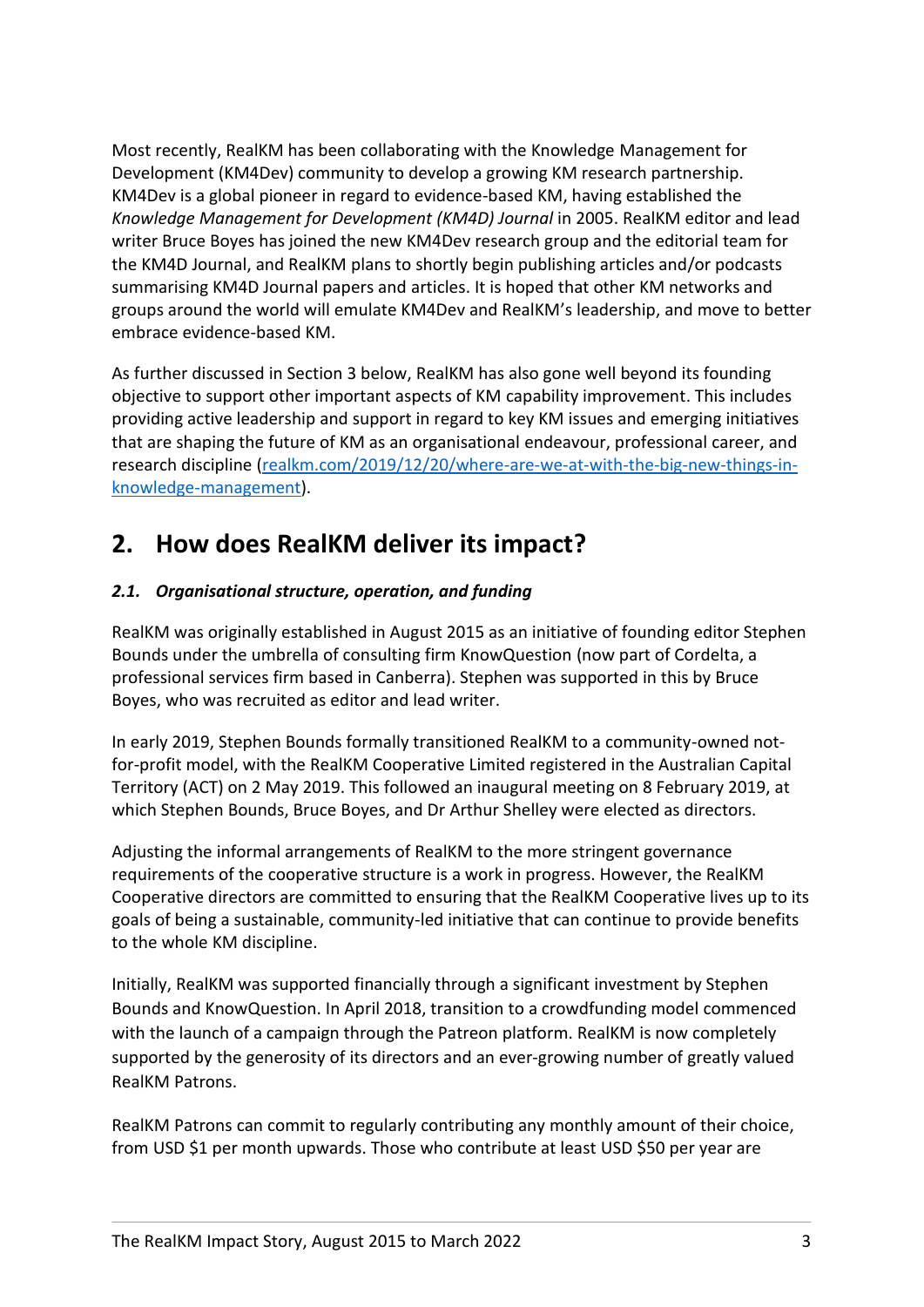Most recently, RealKM has been collaborating with the Knowledge Management for Development (KM4Dev) community to develop a growing KM research partnership. KM4Dev is a global pioneer in regard to evidence-based KM, having established the *Knowledge Management for Development (KM4D) Journal* in 2005. RealKM editor and lead writer Bruce Boyes has joined the new KM4Dev research group and the editorial team for the KM4D Journal, and RealKM plans to shortly begin publishing articles and/or podcasts summarising KM4D Journal papers and articles. It is hoped that other KM networks and groups around the world will emulate KM4Dev and RealKM's leadership, and move to better embrace evidence-based KM.

As further discussed in Section 3 below, RealKM has also gone well beyond its founding objective to support other important aspects of KM capability improvement. This includes providing active leadership and support in regard to key KM issues and emerging initiatives that are shaping the future of KM as an organisational endeavour, professional career, and research discipline ([realkm.com/2019/12/20/where-are-we-at-with-the-big-new-things-in-knowledge-management](realkm.com/2019/12/20/where-are-we-at-with-the-big-new-things-in-knowledge-management)).

## 2. How does RealKM deliver its impact?

### *2.1. Organisational structure, operation, and funding*

RealKM was originally established in August 2015 as an initiative of founding editor Stephen Bounds under the umbrella of consulting firm KnowQuestion (now part of Cordelta, a professional services firm based in Canberra). Stephen was supported in this by Bruce Boyes, who was recruited as editor and lead writer.

In early 2019, Stephen Bounds formally transitioned RealKM to a community-owned not-for-profit model, with the RealKM Cooperative Limited registered in the Australian Capital Territory (ACT) on 2 May 2019. This followed an inaugural meeting on 8 February 2019, at which Stephen Bounds, Bruce Boyes, and Dr Arthur Shelley were elected as directors.

Adjusting the informal arrangements of RealKM to the more stringent governance requirements of the cooperative structure is a work in progress. However, the RealKM Cooperative directors are committed to ensuring that the RealKM Cooperative lives up to its goals of being a sustainable, community-led initiative that can continue to provide benefits to the whole KM discipline.

Initially, RealKM was supported financially through a significant investment by Stephen Bounds and KnowQuestion. In April 2018, transition to a crowdfunding model commenced with the launch of a campaign through the Patreon platform. RealKM is now completely supported by the generosity of its directors and an ever-growing number of greatly valued RealKM Patrons.

RealKM Patrons can commit to regularly contributing any monthly amount of their choice, from USD $1 per month upwards. Those who contribute at least USD $50 per year are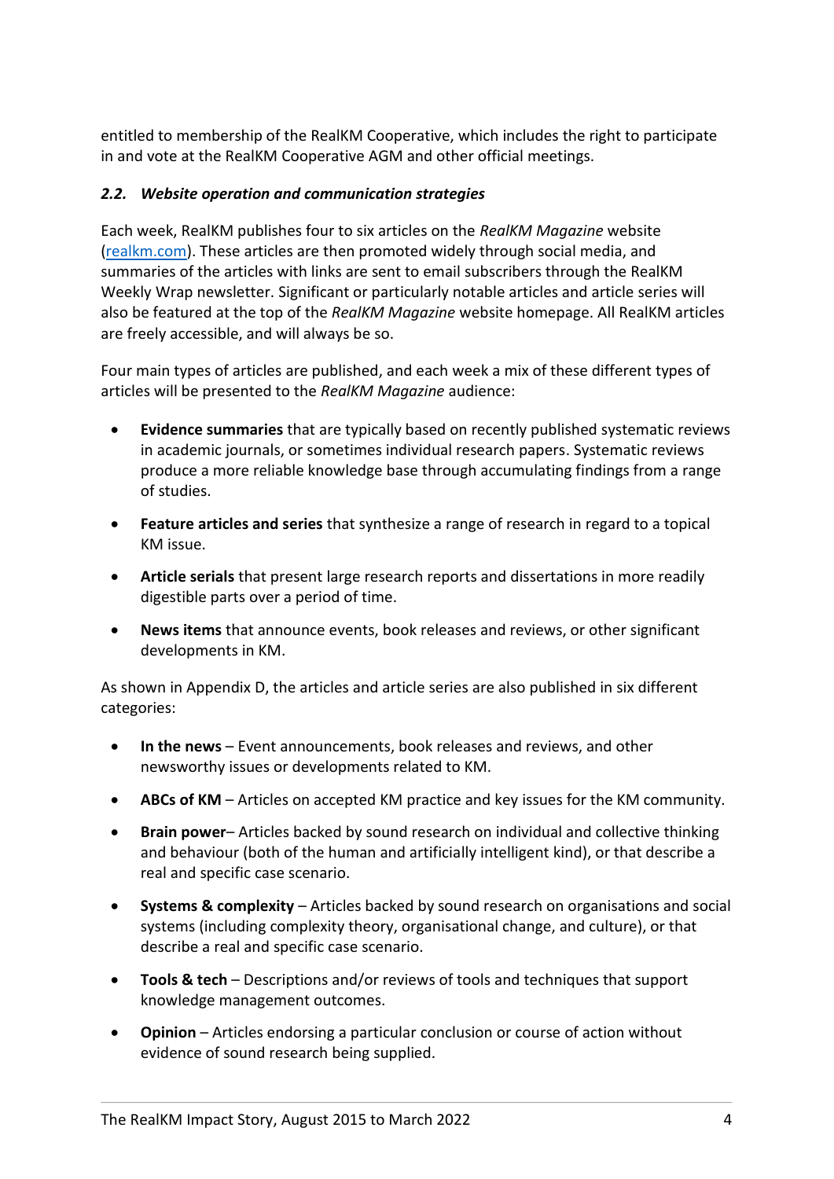entitled to membership of the RealKM Cooperative, which includes the right to participate in and vote at the RealKM Cooperative AGM and other official meetings.

### *2.2. Website operation and communication strategies*

Each week, RealKM publishes four to six articles on the *RealKM Magazine* website ([realkm.com](realkm.com)). These articles are then promoted widely through social media, and summaries of the articles with links are sent to email subscribers through the RealKM Weekly Wrap newsletter. Significant or particularly notable articles and article series will also be featured at the top of the *RealKM Magazine* website homepage. All RealKM articles are freely accessible, and will always be so.

Four main types of articles are published, and each week a mix of these different types of articles will be presented to the *RealKM Magazine* audience:

- **Evidence summaries** that are typically based on recently published systematic reviews in academic journals, or sometimes individual research papers. Systematic reviews produce a more reliable knowledge base through accumulating findings from a range of studies.
- **Feature articles and series** that synthesize a range of research in regard to a topical KM issue.
- **Article serials** that present large research reports and dissertations in more readily digestible parts over a period of time.
- **News items** that announce events, book releases and reviews, or other significant developments in KM.

As shown in Appendix D, the articles and article series are also published in six different categories:

- **In the news** – Event announcements, book releases and reviews, and other newsworthy issues or developments related to KM.
- **ABCs of KM** – Articles on accepted KM practice and key issues for the KM community.
- **Brain power**– Articles backed by sound research on individual and collective thinking and behaviour (both of the human and artificially intelligent kind), or that describe a real and specific case scenario.
- **Systems & complexity** – Articles backed by sound research on organisations and social systems (including complexity theory, organisational change, and culture), or that describe a real and specific case scenario.
- **Tools & tech** – Descriptions and/or reviews of tools and techniques that support knowledge management outcomes.
- **Opinion** – Articles endorsing a particular conclusion or course of action without evidence of sound research being supplied.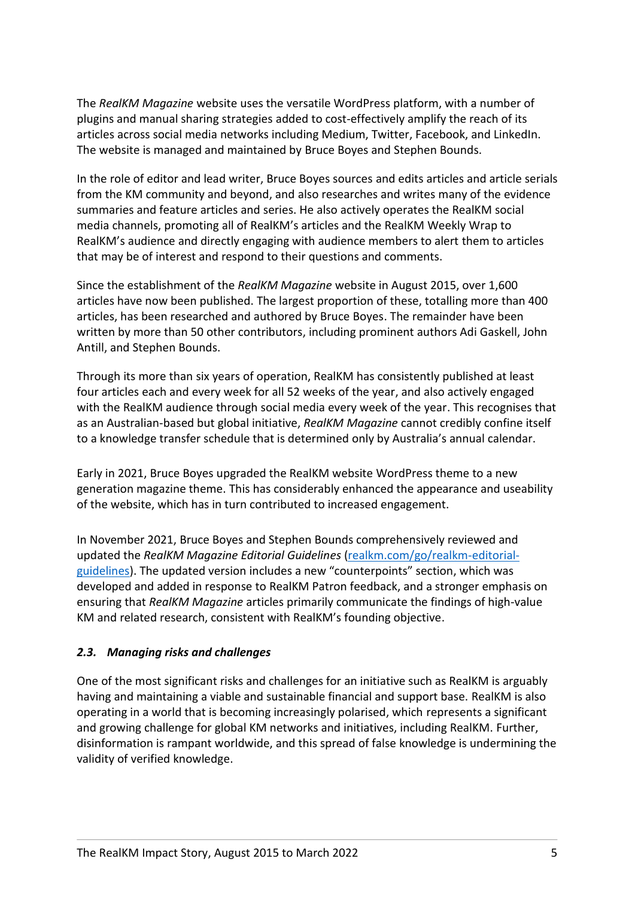The *RealKM Magazine* website uses the versatile WordPress platform, with a number of plugins and manual sharing strategies added to cost-effectively amplify the reach of its articles across social media networks including Medium, Twitter, Facebook, and LinkedIn. The website is managed and maintained by Bruce Boyes and Stephen Bounds.

In the role of editor and lead writer, Bruce Boyes sources and edits articles and article serials from the KM community and beyond, and also researches and writes many of the evidence summaries and feature articles and series. He also actively operates the RealKM social media channels, promoting all of RealKM's articles and the RealKM Weekly Wrap to RealKM's audience and directly engaging with audience members to alert them to articles that may be of interest and respond to their questions and comments.

Since the establishment of the *RealKM Magazine* website in August 2015, over 1,600 articles have now been published. The largest proportion of these, totalling more than 400 articles, has been researched and authored by Bruce Boyes. The remainder have been written by more than 50 other contributors, including prominent authors Adi Gaskell, John Antill, and Stephen Bounds.

Through its more than six years of operation, RealKM has consistently published at least four articles each and every week for all 52 weeks of the year, and also actively engaged with the RealKM audience through social media every week of the year. This recognises that as an Australian-based but global initiative, *RealKM Magazine* cannot credibly confine itself to a knowledge transfer schedule that is determined only by Australia's annual calendar.

Early in 2021, Bruce Boyes upgraded the RealKM website WordPress theme to a new generation magazine theme. This has considerably enhanced the appearance and useability of the website, which has in turn contributed to increased engagement.

In November 2021, Bruce Boyes and Stephen Bounds comprehensively reviewed and updated the *RealKM Magazine Editorial Guidelines* ([realkm.com/go/realkm-editorial-guidelines](realkm.com/go/realkm-editorial-guidelines)). The updated version includes a new "counterpoints" section, which was developed and added in response to RealKM Patron feedback, and a stronger emphasis on ensuring that *RealKM Magazine* articles primarily communicate the findings of high-value KM and related research, consistent with RealKM's founding objective.

### *2.3. Managing risks and challenges*

One of the most significant risks and challenges for an initiative such as RealKM is arguably having and maintaining a viable and sustainable financial and support base. RealKM is also operating in a world that is becoming increasingly polarised, which represents a significant and growing challenge for global KM networks and initiatives, including RealKM. Further, disinformation is rampant worldwide, and this spread of false knowledge is undermining the validity of verified knowledge.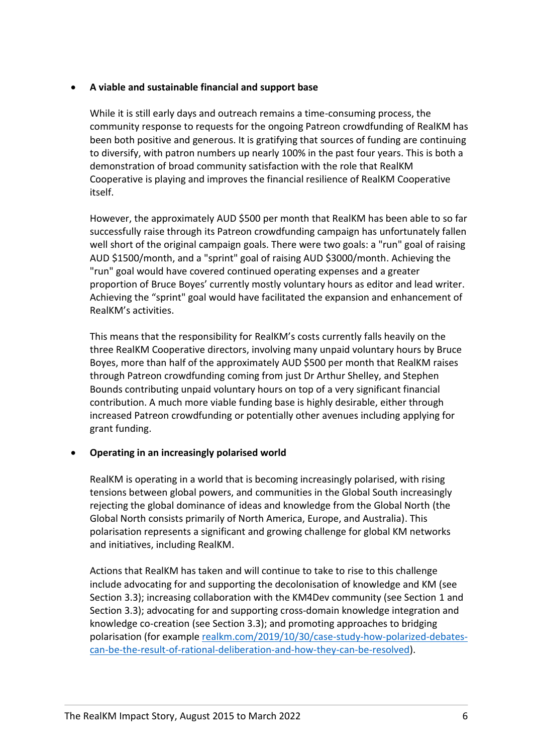- **A viable and sustainable financial and support base**

  While it is still early days and outreach remains a time-consuming process, the community response to requests for the ongoing Patreon crowdfunding of RealKM has been both positive and generous. It is gratifying that sources of funding are continuing to diversify, with patron numbers up nearly 100% in the past four years. This is both a demonstration of broad community satisfaction with the role that RealKM Cooperative is playing and improves the financial resilience of RealKM Cooperative itself.

  However, the approximately AUD $500 per month that RealKM has been able to so far successfully raise through its Patreon crowdfunding campaign has unfortunately fallen well short of the original campaign goals. There were two goals: a "run" goal of raising AUD $1500/month, and a "sprint" goal of raising AUD $3000/month. Achieving the "run" goal would have covered continued operating expenses and a greater proportion of Bruce Boyes' currently mostly voluntary hours as editor and lead writer. Achieving the "sprint" goal would have facilitated the expansion and enhancement of RealKM's activities.

  This means that the responsibility for RealKM's costs currently falls heavily on the three RealKM Cooperative directors, involving many unpaid voluntary hours by Bruce Boyes, more than half of the approximately AUD $500 per month that RealKM raises through Patreon crowdfunding coming from just Dr Arthur Shelley, and Stephen Bounds contributing unpaid voluntary hours on top of a very significant financial contribution. A much more viable funding base is highly desirable, either through increased Patreon crowdfunding or potentially other avenues including applying for grant funding.

- **Operating in an increasingly polarised world**

  RealKM is operating in a world that is becoming increasingly polarised, with rising tensions between global powers, and communities in the Global South increasingly rejecting the global dominance of ideas and knowledge from the Global North (the Global North consists primarily of North America, Europe, and Australia). This polarisation represents a significant and growing challenge for global KM networks and initiatives, including RealKM.

  Actions that RealKM has taken and will continue to take to rise to this challenge include advocating for and supporting the decolonisation of knowledge and KM (see Section 3.3); increasing collaboration with the KM4Dev community (see Section 1 and Section 3.3); advocating for and supporting cross-domain knowledge integration and knowledge co-creation (see Section 3.3); and promoting approaches to bridging polarisation (for example [realkm.com/2019/10/30/case-study-how-polarized-debates-can-be-the-result-of-rational-deliberation-and-how-they-can-be-resolved](realkm.com/2019/10/30/case-study-how-polarized-debates-can-be-the-result-of-rational-deliberation-and-how-they-can-be-resolved)).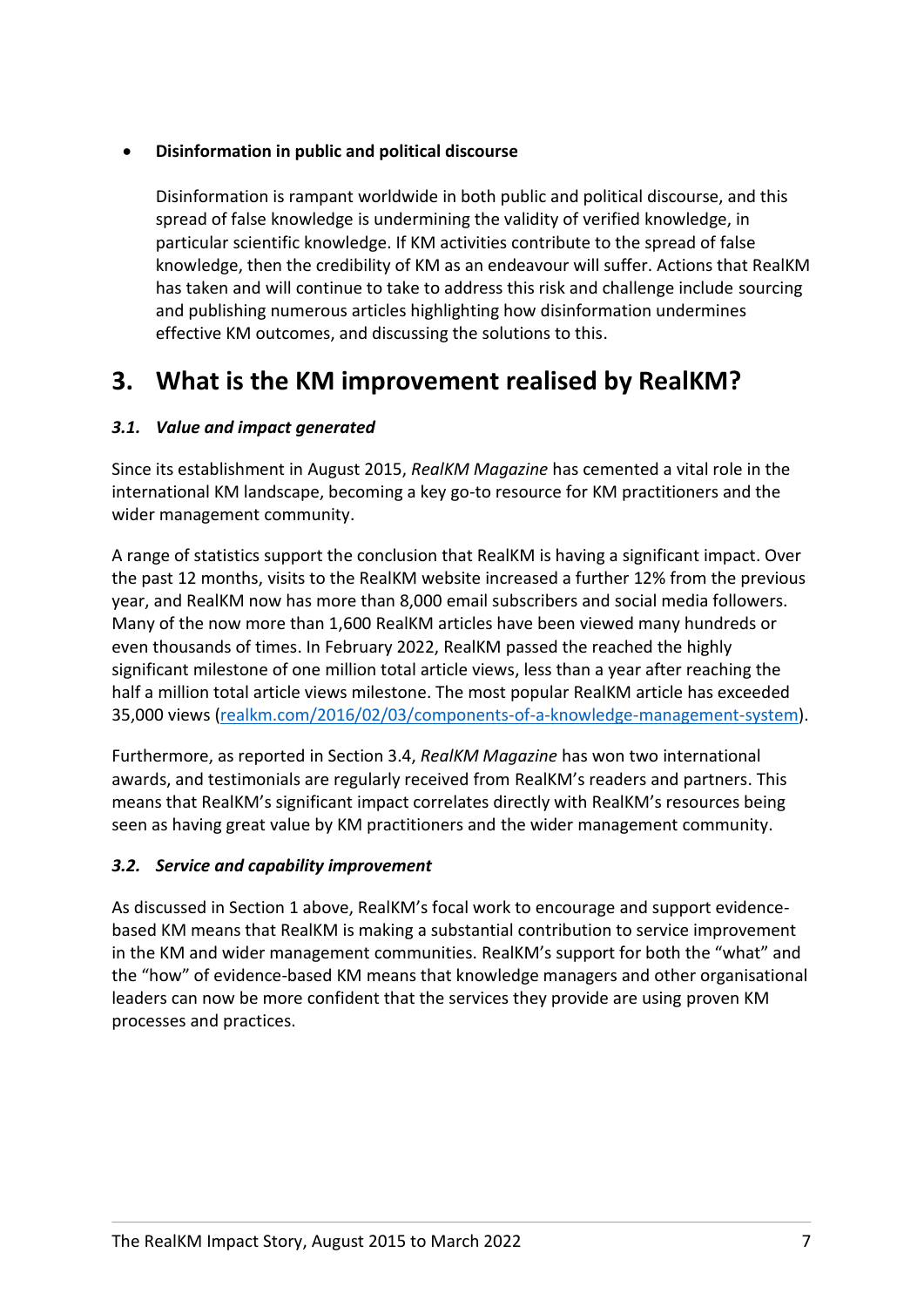- **Disinformation in public and political discourse**

  Disinformation is rampant worldwide in both public and political discourse, and this spread of false knowledge is undermining the validity of verified knowledge, in particular scientific knowledge. If KM activities contribute to the spread of false knowledge, then the credibility of KM as an endeavour will suffer. Actions that RealKM has taken and will continue to take to address this risk and challenge include sourcing and publishing numerous articles highlighting how disinformation undermines effective KM outcomes, and discussing the solutions to this.

# 3. What is the KM improvement realised by RealKM?

### *3.1. Value and impact generated*

Since its establishment in August 2015, *RealKM Magazine* has cemented a vital role in the international KM landscape, becoming a key go-to resource for KM practitioners and the wider management community.

A range of statistics support the conclusion that RealKM is having a significant impact. Over the past 12 months, visits to the RealKM website increased a further 12% from the previous year, and RealKM now has more than 8,000 email subscribers and social media followers. Many of the now more than 1,600 RealKM articles have been viewed many hundreds or even thousands of times. In February 2022, RealKM passed the reached the highly significant milestone of one million total article views, less than a year after reaching the half a million total article views milestone. The most popular RealKM article has exceeded 35,000 views (realkm.com/2016/02/03/components-of-a-knowledge-management-system).

Furthermore, as reported in Section 3.4, *RealKM Magazine* has won two international awards, and testimonials are regularly received from RealKM's readers and partners. This means that RealKM's significant impact correlates directly with RealKM's resources being seen as having great value by KM practitioners and the wider management community.

### *3.2. Service and capability improvement*

As discussed in Section 1 above, RealKM's focal work to encourage and support evidence-based KM means that RealKM is making a substantial contribution to service improvement in the KM and wider management communities. RealKM's support for both the "what" and the "how" of evidence-based KM means that knowledge managers and other organisational leaders can now be more confident that the services they provide are using proven KM processes and practices.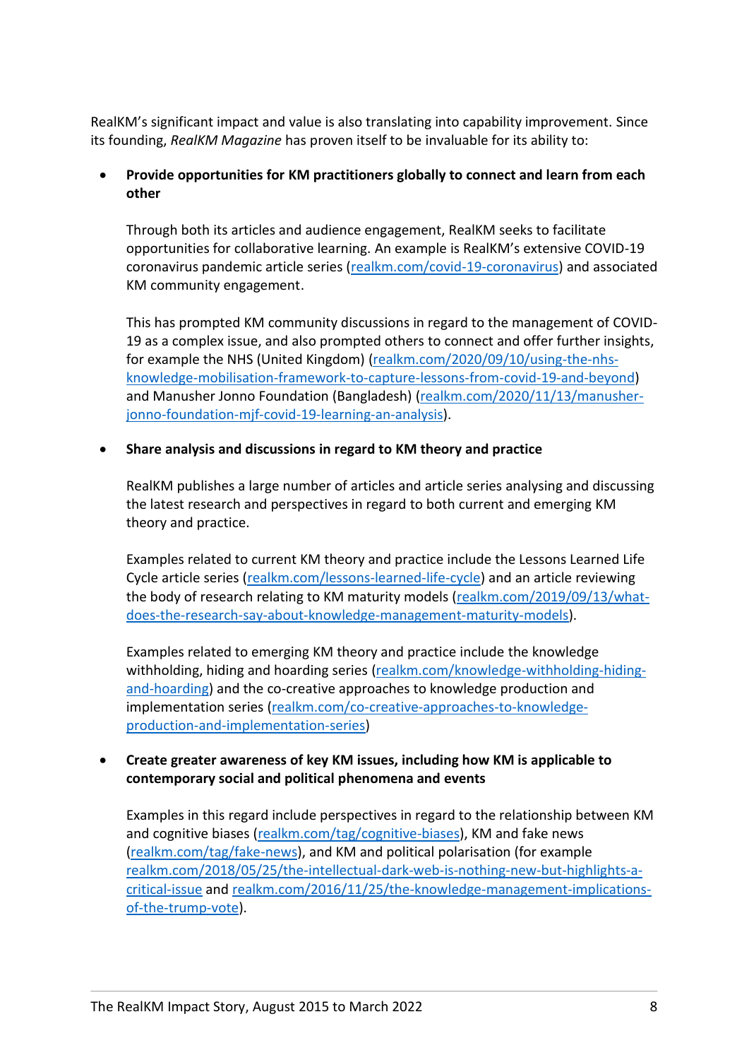RealKM's significant impact and value is also translating into capability improvement. Since its founding, *RealKM Magazine* has proven itself to be invaluable for its ability to:

- **Provide opportunities for KM practitioners globally to connect and learn from each other**

  Through both its articles and audience engagement, RealKM seeks to facilitate opportunities for collaborative learning. An example is RealKM's extensive COVID-19 coronavirus pandemic article series (realkm.com/covid-19-coronavirus) and associated KM community engagement.

  This has prompted KM community discussions in regard to the management of COVID-19 as a complex issue, and also prompted others to connect and offer further insights, for example the NHS (United Kingdom) (realkm.com/2020/09/10/using-the-nhs-knowledge-mobilisation-framework-to-capture-lessons-from-covid-19-and-beyond) and Manusher Jonno Foundation (Bangladesh) (realkm.com/2020/11/13/manusher-jonno-foundation-mjf-covid-19-learning-an-analysis).

- **Share analysis and discussions in regard to KM theory and practice**

  RealKM publishes a large number of articles and article series analysing and discussing the latest research and perspectives in regard to both current and emerging KM theory and practice.

  Examples related to current KM theory and practice include the Lessons Learned Life Cycle article series (realkm.com/lessons-learned-life-cycle) and an article reviewing the body of research relating to KM maturity models (realkm.com/2019/09/13/what-does-the-research-say-about-knowledge-management-maturity-models).

  Examples related to emerging KM theory and practice include the knowledge withholding, hiding and hoarding series (realkm.com/knowledge-withholding-hiding-and-hoarding) and the co-creative approaches to knowledge production and implementation series (realkm.com/co-creative-approaches-to-knowledge-production-and-implementation-series)

- **Create greater awareness of key KM issues, including how KM is applicable to contemporary social and political phenomena and events**

  Examples in this regard include perspectives in regard to the relationship between KM and cognitive biases (realkm.com/tag/cognitive-biases), KM and fake news (realkm.com/tag/fake-news), and KM and political polarisation (for example realkm.com/2018/05/25/the-intellectual-dark-web-is-nothing-new-but-highlights-a-critical-issue and realkm.com/2016/11/25/the-knowledge-management-implications-of-the-trump-vote).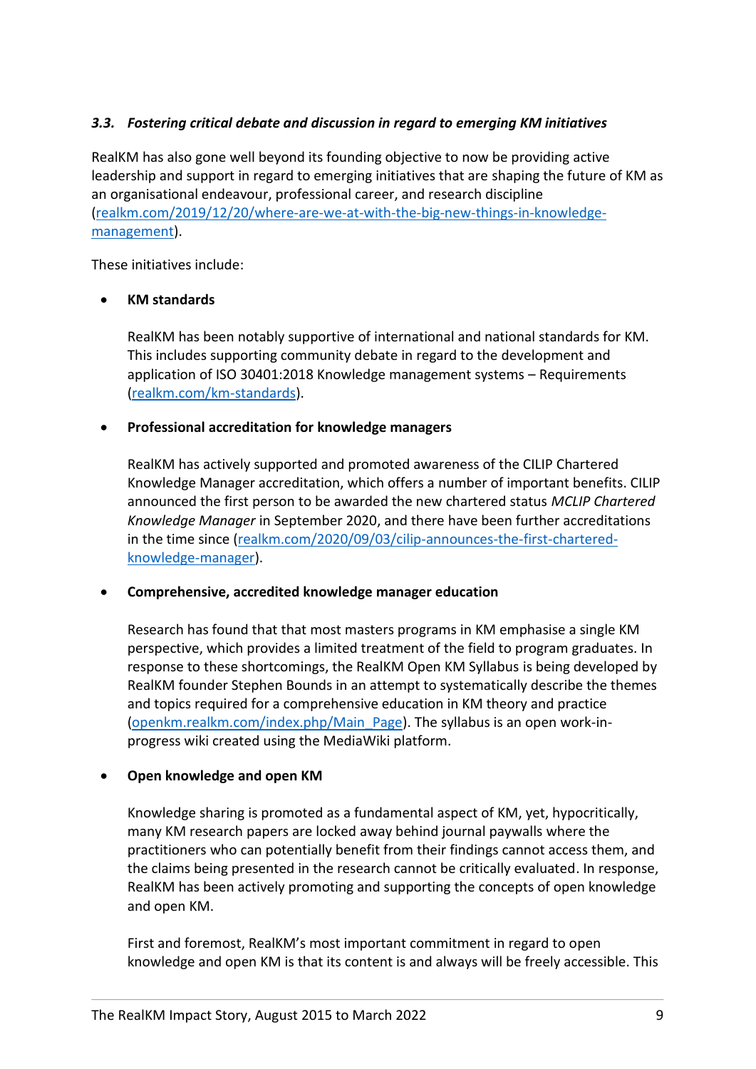### *3.3. Fostering critical debate and discussion in regard to emerging KM initiatives*

RealKM has also gone well beyond its founding objective to now be providing active leadership and support in regard to emerging initiatives that are shaping the future of KM as an organisational endeavour, professional career, and research discipline (realkm.com/2019/12/20/where-are-we-at-with-the-big-new-things-in-knowledge-management).

These initiatives include:

- **KM standards**

  RealKM has been notably supportive of international and national standards for KM. This includes supporting community debate in regard to the development and application of ISO 30401:2018 Knowledge management systems – Requirements (realkm.com/km-standards).

- **Professional accreditation for knowledge managers**

  RealKM has actively supported and promoted awareness of the CILIP Chartered Knowledge Manager accreditation, which offers a number of important benefits. CILIP announced the first person to be awarded the new chartered status *MCLIP Chartered Knowledge Manager* in September 2020, and there have been further accreditations in the time since (realkm.com/2020/09/03/cilip-announces-the-first-chartered-knowledge-manager).

- **Comprehensive, accredited knowledge manager education**

  Research has found that that most masters programs in KM emphasise a single KM perspective, which provides a limited treatment of the field to program graduates. In response to these shortcomings, the RealKM Open KM Syllabus is being developed by RealKM founder Stephen Bounds in an attempt to systematically describe the themes and topics required for a comprehensive education in KM theory and practice (openkm.realkm.com/index.php/Main_Page). The syllabus is an open work-in-progress wiki created using the MediaWiki platform.

- **Open knowledge and open KM**

  Knowledge sharing is promoted as a fundamental aspect of KM, yet, hypocritically, many KM research papers are locked away behind journal paywalls where the practitioners who can potentially benefit from their findings cannot access them, and the claims being presented in the research cannot be critically evaluated. In response, RealKM has been actively promoting and supporting the concepts of open knowledge and open KM.

  First and foremost, RealKM's most important commitment in regard to open knowledge and open KM is that its content is and always will be freely accessible. This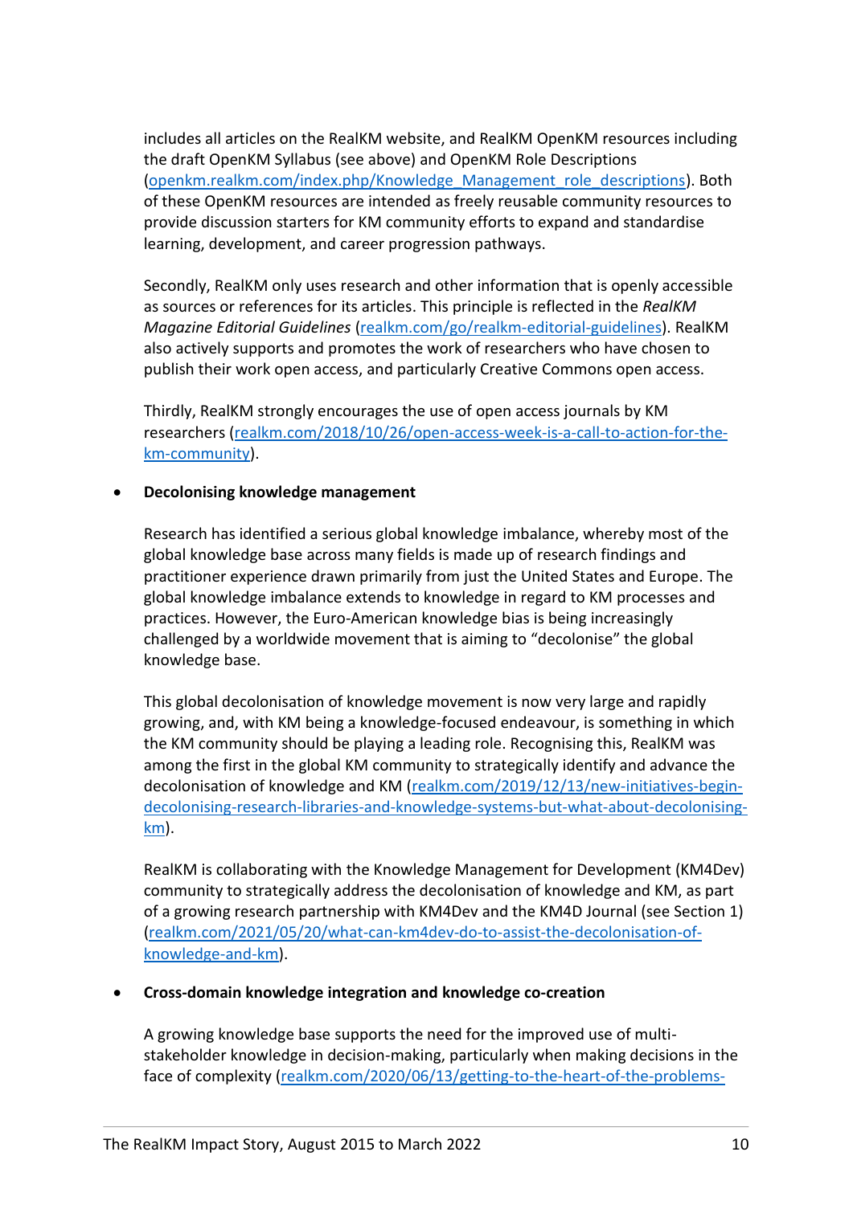includes all articles on the RealKM website, and RealKM OpenKM resources including the draft OpenKM Syllabus (see above) and OpenKM Role Descriptions (openkm.realkm.com/index.php/Knowledge_Management_role_descriptions). Both of these OpenKM resources are intended as freely reusable community resources to provide discussion starters for KM community efforts to expand and standardise learning, development, and career progression pathways.

Secondly, RealKM only uses research and other information that is openly accessible as sources or references for its articles. This principle is reflected in the *RealKM Magazine Editorial Guidelines* (realkm.com/go/realkm-editorial-guidelines). RealKM also actively supports and promotes the work of researchers who have chosen to publish their work open access, and particularly Creative Commons open access.

Thirdly, RealKM strongly encourages the use of open access journals by KM researchers (realkm.com/2018/10/26/open-access-week-is-a-call-to-action-for-the-km-community).

- **Decolonising knowledge management**

  Research has identified a serious global knowledge imbalance, whereby most of the global knowledge base across many fields is made up of research findings and practitioner experience drawn primarily from just the United States and Europe. The global knowledge imbalance extends to knowledge in regard to KM processes and practices. However, the Euro-American knowledge bias is being increasingly challenged by a worldwide movement that is aiming to "decolonise" the global knowledge base.

  This global decolonisation of knowledge movement is now very large and rapidly growing, and, with KM being a knowledge-focused endeavour, is something in which the KM community should be playing a leading role. Recognising this, RealKM was among the first in the global KM community to strategically identify and advance the decolonisation of knowledge and KM (realkm.com/2019/12/13/new-initiatives-begin-decolonising-research-libraries-and-knowledge-systems-but-what-about-decolonising-km).

  RealKM is collaborating with the Knowledge Management for Development (KM4Dev) community to strategically address the decolonisation of knowledge and KM, as part of a growing research partnership with KM4Dev and the KM4D Journal (see Section 1) (realkm.com/2021/05/20/what-can-km4dev-do-to-assist-the-decolonisation-of-knowledge-and-km).

- **Cross-domain knowledge integration and knowledge co-creation**

  A growing knowledge base supports the need for the improved use of multi-stakeholder knowledge in decision-making, particularly when making decisions in the face of complexity (realkm.com/2020/06/13/getting-to-the-heart-of-the-problems-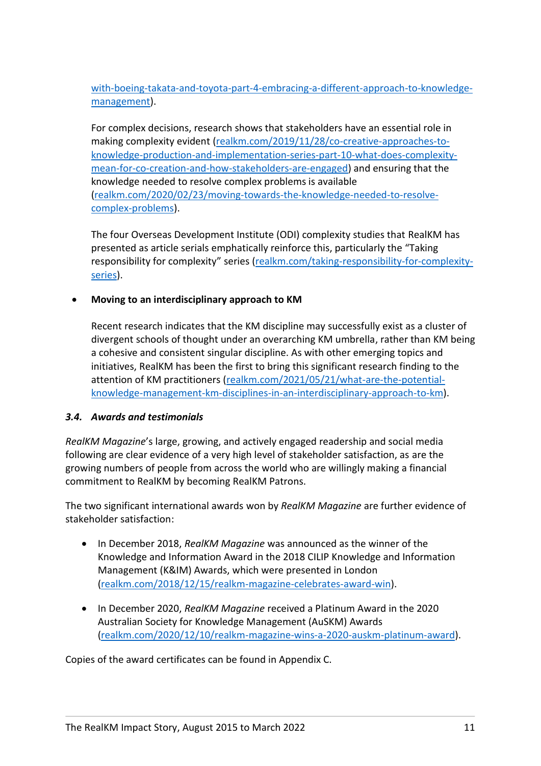with-boeing-takata-and-toyota-part-4-embracing-a-different-approach-to-knowledge-management).

For complex decisions, research shows that stakeholders have an essential role in making complexity evident (realkm.com/2019/11/28/co-creative-approaches-to-knowledge-production-and-implementation-series-part-10-what-does-complexity-mean-for-co-creation-and-how-stakeholders-are-engaged) and ensuring that the knowledge needed to resolve complex problems is available (realkm.com/2020/02/23/moving-towards-the-knowledge-needed-to-resolve-complex-problems).

The four Overseas Development Institute (ODI) complexity studies that RealKM has presented as article serials emphatically reinforce this, particularly the "Taking responsibility for complexity" series (realkm.com/taking-responsibility-for-complexity-series).

- **Moving to an interdisciplinary approach to KM**

  Recent research indicates that the KM discipline may successfully exist as a cluster of divergent schools of thought under an overarching KM umbrella, rather than KM being a cohesive and consistent singular discipline. As with other emerging topics and initiatives, RealKM has been the first to bring this significant research finding to the attention of KM practitioners (realkm.com/2021/05/21/what-are-the-potential-knowledge-management-km-disciplines-in-an-interdisciplinary-approach-to-km).

### *3.4. Awards and testimonials*

*RealKM Magazine*'s large, growing, and actively engaged readership and social media following are clear evidence of a very high level of stakeholder satisfaction, as are the growing numbers of people from across the world who are willingly making a financial commitment to RealKM by becoming RealKM Patrons.

The two significant international awards won by *RealKM Magazine* are further evidence of stakeholder satisfaction:

- In December 2018, *RealKM Magazine* was announced as the winner of the Knowledge and Information Award in the 2018 CILIP Knowledge and Information Management (K&IM) Awards, which were presented in London (realkm.com/2018/12/15/realkm-magazine-celebrates-award-win).

- In December 2020, *RealKM Magazine* received a Platinum Award in the 2020 Australian Society for Knowledge Management (AuSKM) Awards (realkm.com/2020/12/10/realkm-magazine-wins-a-2020-auskm-platinum-award).

Copies of the award certificates can be found in Appendix C.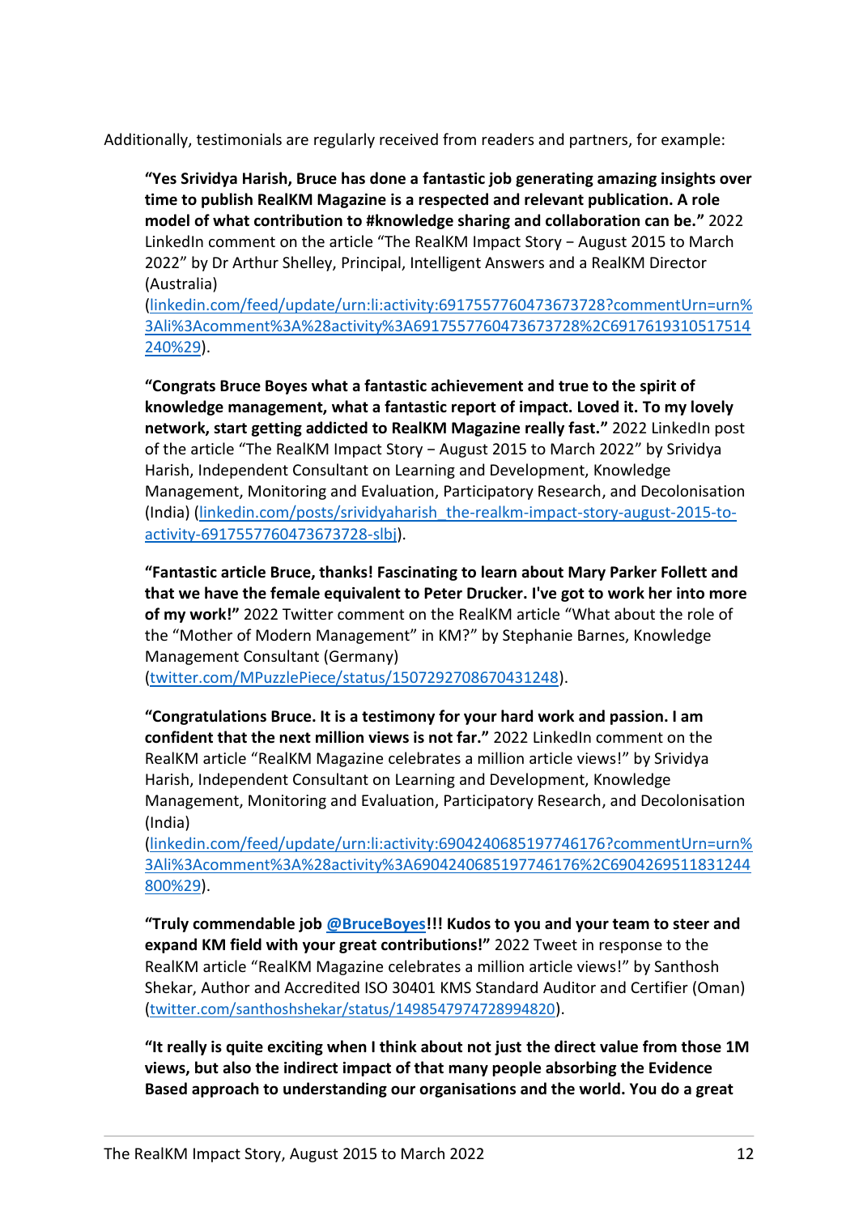Additionally, testimonials are regularly received from readers and partners, for example:

> **"Yes Srividya Harish, Bruce has done a fantastic job generating amazing insights over time to publish RealKM Magazine is a respected and relevant publication. A role model of what contribution to #knowledge sharing and collaboration can be."** 2022 LinkedIn comment on the article "The RealKM Impact Story – August 2015 to March 2022" by Dr Arthur Shelley, Principal, Intelligent Answers and a RealKM Director (Australia) ([linkedin.com/feed/update/urn:li:activity:6917557760473673728?commentUrn=urn%3Ali%3Acomment%3A%28activity%3A6917557760473673728%2C6917619310517514240%29](linkedin.com/feed/update/urn:li:activity:6917557760473673728?commentUrn=urn%3Ali%3Acomment%3A%28activity%3A6917557760473673728%2C6917619310517514240%29)).

> **"Congrats Bruce Boyes what a fantastic achievement and true to the spirit of knowledge management, what a fantastic report of impact. Loved it. To my lovely network, start getting addicted to RealKM Magazine really fast."** 2022 LinkedIn post of the article "The RealKM Impact Story – August 2015 to March 2022" by Srividya Harish, Independent Consultant on Learning and Development, Knowledge Management, Monitoring and Evaluation, Participatory Research, and Decolonisation (India) ([linkedin.com/posts/srividyaharish_the-realkm-impact-story-august-2015-to-activity-6917557760473673728-slbj](linkedin.com/posts/srividyaharish_the-realkm-impact-story-august-2015-to-activity-6917557760473673728-slbj)).

> **"Fantastic article Bruce, thanks! Fascinating to learn about Mary Parker Follett and that we have the female equivalent to Peter Drucker. I've got to work her into more of my work!"** 2022 Twitter comment on the RealKM article "What about the role of the "Mother of Modern Management" in KM?" by Stephanie Barnes, Knowledge Management Consultant (Germany) ([twitter.com/MPuzzlePiece/status/1507292708670431248](twitter.com/MPuzzlePiece/status/1507292708670431248)).

> **"Congratulations Bruce. It is a testimony for your hard work and passion. I am confident that the next million views is not far."** 2022 LinkedIn comment on the RealKM article "RealKM Magazine celebrates a million article views!" by Srividya Harish, Independent Consultant on Learning and Development, Knowledge Management, Monitoring and Evaluation, Participatory Research, and Decolonisation (India) ([linkedin.com/feed/update/urn:li:activity:6904240685197746176?commentUrn=urn%3Ali%3Acomment%3A%28activity%3A6904240685197746176%2C6904269511831244800%29](linkedin.com/feed/update/urn:li:activity:6904240685197746176?commentUrn=urn%3Ali%3Acomment%3A%28activity%3A6904240685197746176%2C6904269511831244800%29)).

> **"Truly commendable job [@BruceBoyes](https://twitter.com/BruceBoyes)!!! Kudos to you and your team to steer and expand KM field with your great contributions!"** 2022 Tweet in response to the RealKM article "RealKM Magazine celebrates a million article views!" by Santhosh Shekar, Author and Accredited ISO 30401 KMS Standard Auditor and Certifier (Oman) ([twitter.com/santhoshshekar/status/1498547974728994820](twitter.com/santhoshshekar/status/1498547974728994820)).

> **"It really is quite exciting when I think about not just the direct value from those 1M views, but also the indirect impact of that many people absorbing the Evidence Based approach to understanding our organisations and the world. You do a great**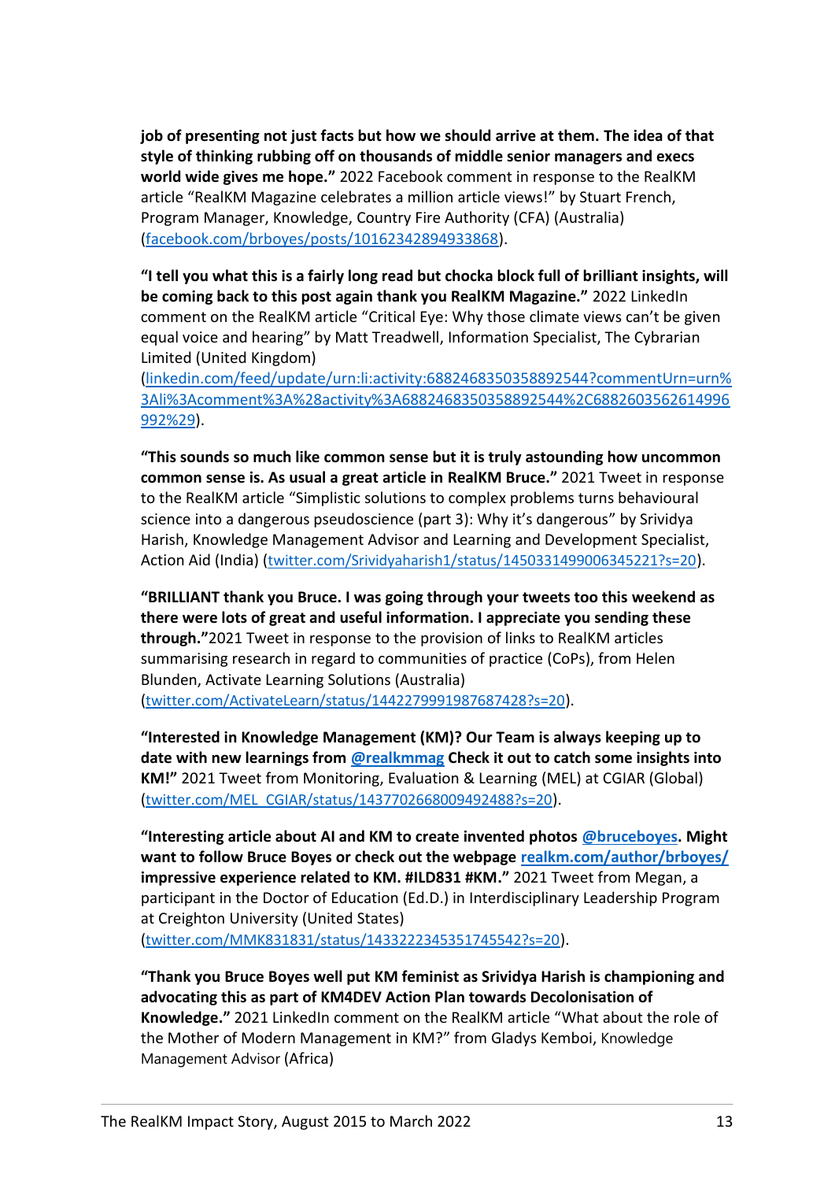**job of presenting not just facts but how we should arrive at them. The idea of that style of thinking rubbing off on thousands of middle senior managers and execs world wide gives me hope."** 2022 Facebook comment in response to the RealKM article "RealKM Magazine celebrates a million article views!" by Stuart French, Program Manager, Knowledge, Country Fire Authority (CFA) (Australia) (facebook.com/brboyes/posts/10162342894933868).

**"I tell you what this is a fairly long read but chocka block full of brilliant insights, will be coming back to this post again thank you RealKM Magazine."** 2022 LinkedIn comment on the RealKM article "Critical Eye: Why those climate views can't be given equal voice and hearing" by Matt Treadwell, Information Specialist, The Cybrarian Limited (United Kingdom) (linkedin.com/feed/update/urn:li:activity:6882468350358892544?commentUrn=urn%3Ali%3Acomment%3A%28activity%3A6882468350358892544%2C6882603562614996992%29).

**"This sounds so much like common sense but it is truly astounding how uncommon common sense is. As usual a great article in RealKM Bruce."** 2021 Tweet in response to the RealKM article "Simplistic solutions to complex problems turns behavioural science into a dangerous pseudoscience (part 3): Why it's dangerous" by Srividya Harish, Knowledge Management Advisor and Learning and Development Specialist, Action Aid (India) (twitter.com/Srividyaharish1/status/1450331499006345221?s=20).

**"BRILLIANT thank you Bruce. I was going through your tweets too this weekend as there were lots of great and useful information. I appreciate you sending these through."**2021 Tweet in response to the provision of links to RealKM articles summarising research in regard to communities of practice (CoPs), from Helen Blunden, Activate Learning Solutions (Australia) (twitter.com/ActivateLearn/status/1442279991987687428?s=20).

**"Interested in Knowledge Management (KM)? Our Team is always keeping up to date with new learnings from @realkmmag Check it out to catch some insights into KM!"** 2021 Tweet from Monitoring, Evaluation & Learning (MEL) at CGIAR (Global) (twitter.com/MEL_CGIAR/status/1437702668009492488?s=20).

**"Interesting article about AI and KM to create invented photos @bruceboyes. Might want to follow Bruce Boyes or check out the webpage realkm.com/author/brboyes/ impressive experience related to KM. #ILD831 #KM."** 2021 Tweet from Megan, a participant in the Doctor of Education (Ed.D.) in Interdisciplinary Leadership Program at Creighton University (United States) (twitter.com/MMK831831/status/1433222345351745542?s=20).

**"Thank you Bruce Boyes well put KM feminist as Srividya Harish is championing and advocating this as part of KM4DEV Action Plan towards Decolonisation of Knowledge."** 2021 LinkedIn comment on the RealKM article "What about the role of the Mother of Modern Management in KM?" from Gladys Kemboi, Knowledge Management Advisor (Africa)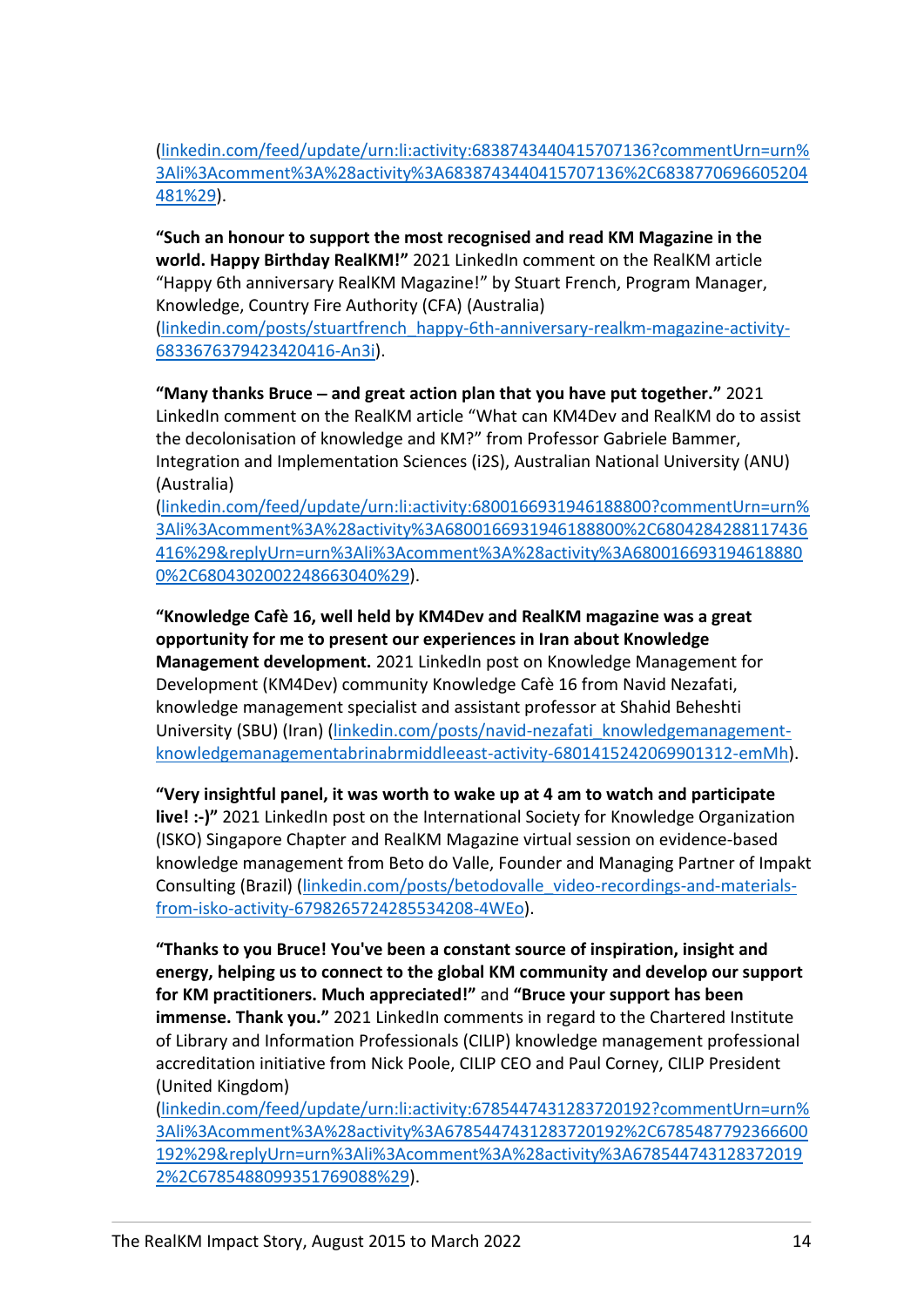(linkedin.com/feed/update/urn:li:activity:6838743440415707136?commentUrn=urn%3Ali%3Acomment%3A%28activity%3A6838743440415707136%2C6838770696605204481%29).

**“Such an honour to support the most recognised and read KM Magazine in the world. Happy Birthday RealKM!”** 2021 LinkedIn comment on the RealKM article “Happy 6th anniversary RealKM Magazine!” by Stuart French, Program Manager, Knowledge, Country Fire Authority (CFA) (Australia) (linkedin.com/posts/stuartfrench_happy-6th-anniversary-realkm-magazine-activity-6833676379423420416-An3i).

**“Many thanks Bruce – and great action plan that you have put together.”** 2021 LinkedIn comment on the RealKM article “What can KM4Dev and RealKM do to assist the decolonisation of knowledge and KM?” from Professor Gabriele Bammer, Integration and Implementation Sciences (i2S), Australian National University (ANU) (Australia) (linkedin.com/feed/update/urn:li:activity:6800166931946188800?commentUrn=urn%3Ali%3Acomment%3A%28activity%3A6800166931946188800%2C6804284288117436416%29&replyUrn=urn%3Ali%3Acomment%3A%28activity%3A6800166931946188800%2C6804302002248663040%29).

**“Knowledge Cafè 16, well held by KM4Dev and RealKM magazine was a great opportunity for me to present our experiences in Iran about Knowledge Management development.** 2021 LinkedIn post on Knowledge Management for Development (KM4Dev) community Knowledge Cafè 16 from Navid Nezafati, knowledge management specialist and assistant professor at Shahid Beheshti University (SBU) (Iran) (linkedin.com/posts/navid-nezafati_knowledgemanagement-knowledgemanagementabrinabrmiddleeast-activity-6801415242069901312-emMh).

**“Very insightful panel, it was worth to wake up at 4 am to watch and participate live! :-)”** 2021 LinkedIn post on the International Society for Knowledge Organization (ISKO) Singapore Chapter and RealKM Magazine virtual session on evidence-based knowledge management from Beto do Valle, Founder and Managing Partner of Impakt Consulting (Brazil) (linkedin.com/posts/betodovalle_video-recordings-and-materials-from-isko-activity-6798265724285534208-4WEo).

**“Thanks to you Bruce! You've been a constant source of inspiration, insight and energy, helping us to connect to the global KM community and develop our support for KM practitioners. Much appreciated!”** and **“Bruce your support has been immense. Thank you.”** 2021 LinkedIn comments in regard to the Chartered Institute of Library and Information Professionals (CILIP) knowledge management professional accreditation initiative from Nick Poole, CILIP CEO and Paul Corney, CILIP President (United Kingdom) (linkedin.com/feed/update/urn:li:activity:6785447431283720192?commentUrn=urn%3Ali%3Acomment%3A%28activity%3A6785447431283720192%2C6785487792366600192%29&replyUrn=urn%3Ali%3Acomment%3A%28activity%3A6785447431283720192%2C6785488099351769088%29).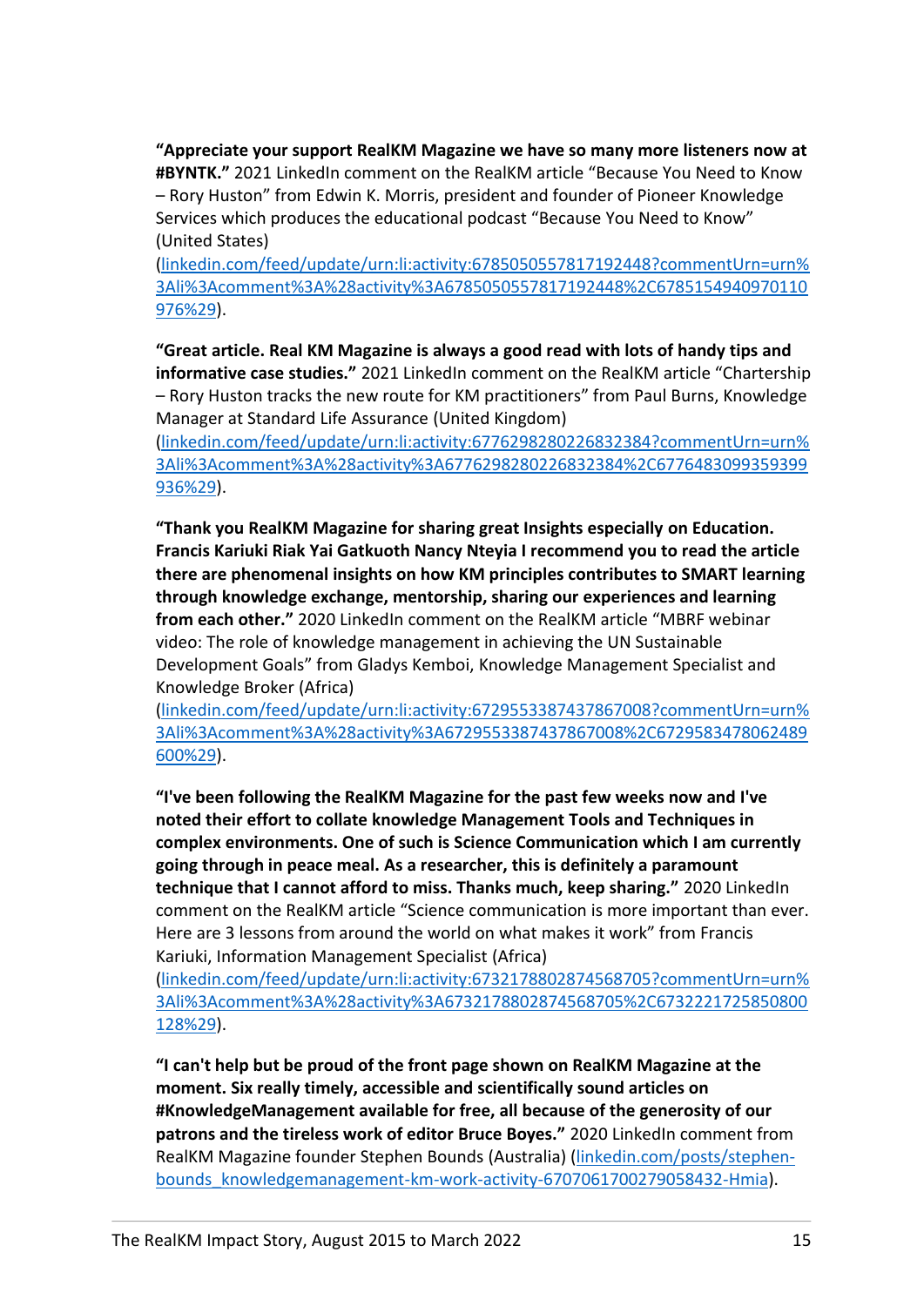**"Appreciate your support RealKM Magazine we have so many more listeners now at #BYNTK."** 2021 LinkedIn comment on the RealKM article "Because You Need to Know – Rory Huston" from Edwin K. Morris, president and founder of Pioneer Knowledge Services which produces the educational podcast "Because You Need to Know" (United States) (linkedin.com/feed/update/urn:li:activity:6785050557817192448?commentUrn=urn%3Ali%3Acomment%3A%28activity%3A6785050557817192448%2C6785154940970110976%29).

**"Great article. Real KM Magazine is always a good read with lots of handy tips and informative case studies."** 2021 LinkedIn comment on the RealKM article "Chartership – Rory Huston tracks the new route for KM practitioners" from Paul Burns, Knowledge Manager at Standard Life Assurance (United Kingdom) (linkedin.com/feed/update/urn:li:activity:6776298280226832384?commentUrn=urn%3Ali%3Acomment%3A%28activity%3A6776298280226832384%2C6776483099359399936%29).

**"Thank you RealKM Magazine for sharing great Insights especially on Education. Francis Kariuki Riak Yai Gatkuoth Nancy Nteyia I recommend you to read the article there are phenomenal insights on how KM principles contributes to SMART learning through knowledge exchange, mentorship, sharing our experiences and learning from each other."** 2020 LinkedIn comment on the RealKM article "MBRF webinar video: The role of knowledge management in achieving the UN Sustainable Development Goals" from Gladys Kemboi, Knowledge Management Specialist and Knowledge Broker (Africa) (linkedin.com/feed/update/urn:li:activity:6729553387437867008?commentUrn=urn%3Ali%3Acomment%3A%28activity%3A6729553387437867008%2C6729583478062489600%29).

**"I've been following the RealKM Magazine for the past few weeks now and I've noted their effort to collate knowledge Management Tools and Techniques in complex environments. One of such is Science Communication which I am currently going through in peace meal. As a researcher, this is definitely a paramount technique that I cannot afford to miss. Thanks much, keep sharing."** 2020 LinkedIn comment on the RealKM article "Science communication is more important than ever. Here are 3 lessons from around the world on what makes it work" from Francis Kariuki, Information Management Specialist (Africa) (linkedin.com/feed/update/urn:li:activity:6732178802874568705?commentUrn=urn%3Ali%3Acomment%3A%28activity%3A6732178802874568705%2C6732221725850800128%29).

**"I can't help but be proud of the front page shown on RealKM Magazine at the moment. Six really timely, accessible and scientifically sound articles on #KnowledgeManagement available for free, all because of the generosity of our patrons and the tireless work of editor Bruce Boyes."** 2020 LinkedIn comment from RealKM Magazine founder Stephen Bounds (Australia) (linkedin.com/posts/stephen-bounds_knowledgemanagement-km-work-activity-6707061700279058432-Hmia).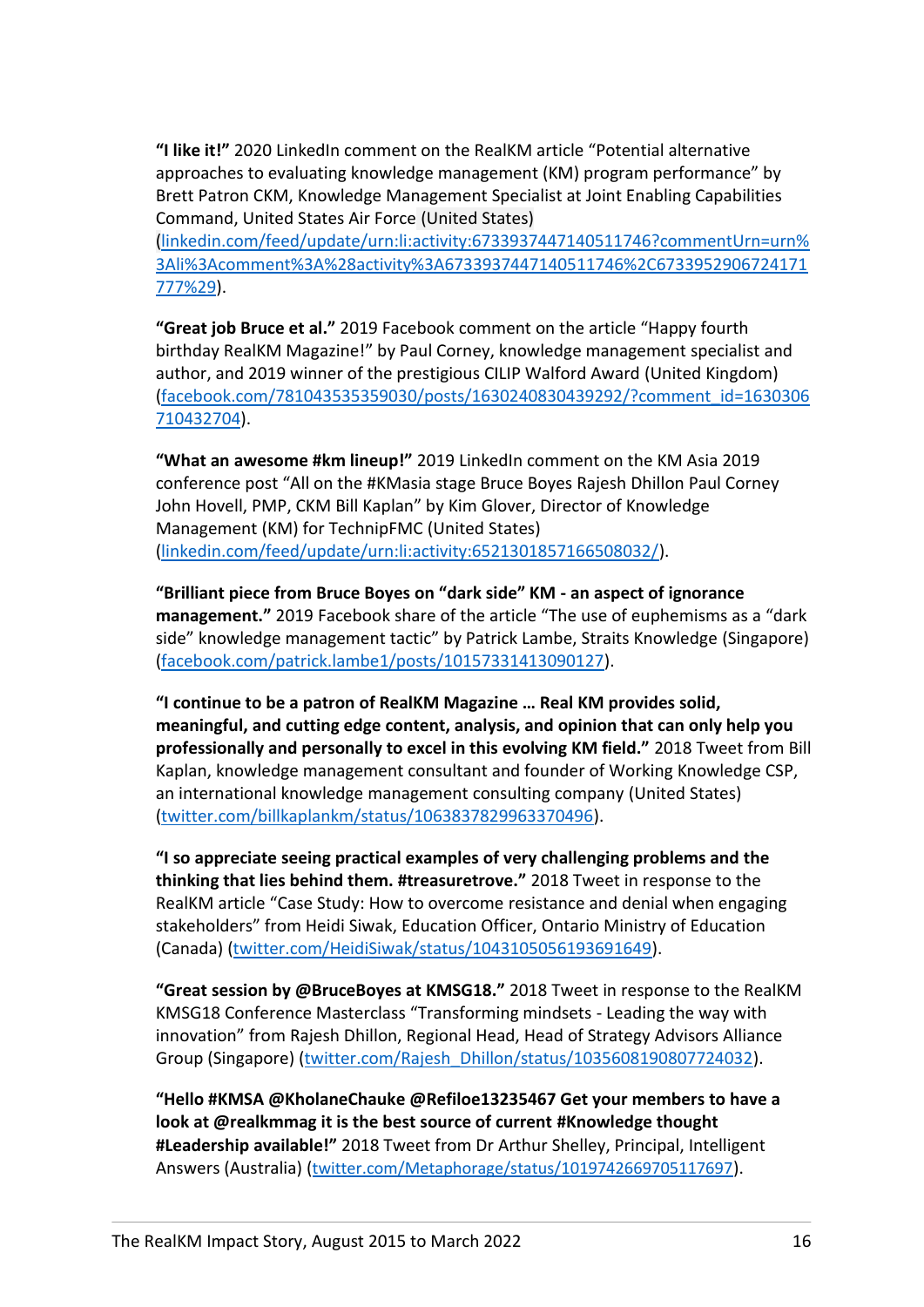**"I like it!"** 2020 LinkedIn comment on the RealKM article "Potential alternative approaches to evaluating knowledge management (KM) program performance" by Brett Patron CKM, Knowledge Management Specialist at Joint Enabling Capabilities Command, United States Air Force (United States) (linkedin.com/feed/update/urn:li:activity:6733937447140511746?commentUrn=urn%3Ali%3Acomment%3A%28activity%3A6733937447140511746%2C6733952906724171777%29).

**"Great job Bruce et al."** 2019 Facebook comment on the article "Happy fourth birthday RealKM Magazine!" by Paul Corney, knowledge management specialist and author, and 2019 winner of the prestigious CILIP Walford Award (United Kingdom) (facebook.com/781043535359030/posts/1630240830439292/?comment_id=1630306710432704).

**"What an awesome #km lineup!"** 2019 LinkedIn comment on the KM Asia 2019 conference post "All on the #KMasia stage Bruce Boyes Rajesh Dhillon Paul Corney John Hovell, PMP, CKM Bill Kaplan" by Kim Glover, Director of Knowledge Management (KM) for TechnipFMC (United States) (linkedin.com/feed/update/urn:li:activity:6521301857166508032/).

**"Brilliant piece from Bruce Boyes on "dark side" KM - an aspect of ignorance management."** 2019 Facebook share of the article "The use of euphemisms as a "dark side" knowledge management tactic" by Patrick Lambe, Straits Knowledge (Singapore) (facebook.com/patrick.lambe1/posts/10157331413090127).

**"I continue to be a patron of RealKM Magazine … Real KM provides solid, meaningful, and cutting edge content, analysis, and opinion that can only help you professionally and personally to excel in this evolving KM field."** 2018 Tweet from Bill Kaplan, knowledge management consultant and founder of Working Knowledge CSP, an international knowledge management consulting company (United States) (twitter.com/billkaplankm/status/1063837829963370496).

**"I so appreciate seeing practical examples of very challenging problems and the thinking that lies behind them. #treasuretrove."** 2018 Tweet in response to the RealKM article "Case Study: How to overcome resistance and denial when engaging stakeholders" from Heidi Siwak, Education Officer, Ontario Ministry of Education (Canada) (twitter.com/HeidiSiwak/status/1043105056193691649).

**"Great session by @BruceBoyes at KMSG18."** 2018 Tweet in response to the RealKM KMSG18 Conference Masterclass "Transforming mindsets - Leading the way with innovation" from Rajesh Dhillon, Regional Head, Head of Strategy Advisors Alliance Group (Singapore) (twitter.com/Rajesh_Dhillon/status/1035608190807724032).

**"Hello #KMSA @KholaneChauke @Refiloe13235467 Get your members to have a look at @realkmmag it is the best source of current #Knowledge thought #Leadership available!"** 2018 Tweet from Dr Arthur Shelley, Principal, Intelligent Answers (Australia) (twitter.com/Metaphorage/status/1019742669705117697).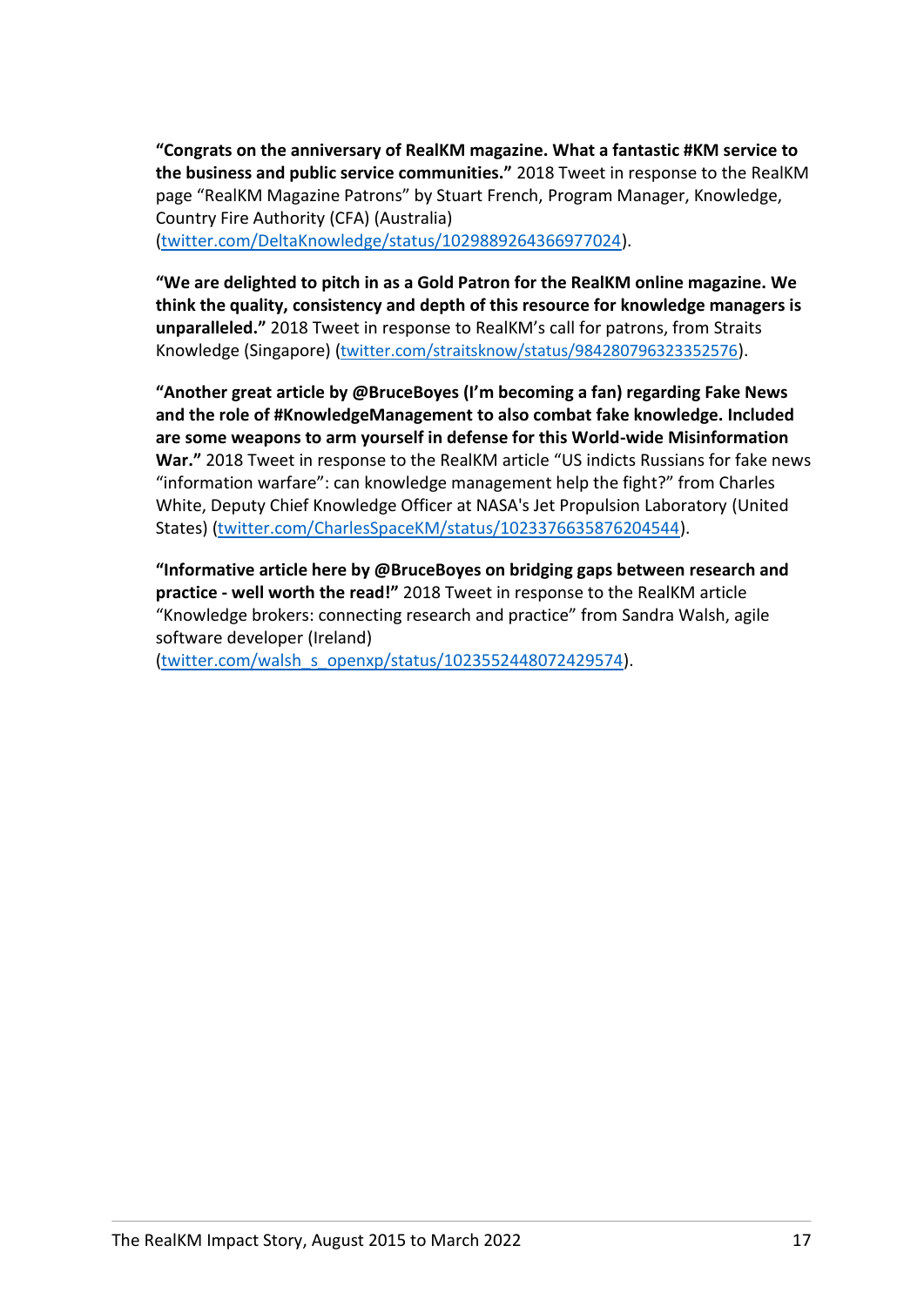**“Congrats on the anniversary of RealKM magazine. What a fantastic #KM service to the business and public service communities.”** 2018 Tweet in response to the RealKM page “RealKM Magazine Patrons” by Stuart French, Program Manager, Knowledge, Country Fire Authority (CFA) (Australia) (twitter.com/DeltaKnowledge/status/1029889264366977024).

**“We are delighted to pitch in as a Gold Patron for the RealKM online magazine. We think the quality, consistency and depth of this resource for knowledge managers is unparalleled.”** 2018 Tweet in response to RealKM’s call for patrons, from Straits Knowledge (Singapore) (twitter.com/straitsknow/status/984280796323352576).

**“Another great article by @BruceBoyes (I’m becoming a fan) regarding Fake News and the role of #KnowledgeManagement to also combat fake knowledge. Included are some weapons to arm yourself in defense for this World-wide Misinformation War.”** 2018 Tweet in response to the RealKM article “US indicts Russians for fake news “information warfare”: can knowledge management help the fight?” from Charles White, Deputy Chief Knowledge Officer at NASA's Jet Propulsion Laboratory (United States) (twitter.com/CharlesSpaceKM/status/1023376635876204544).

**“Informative article here by @BruceBoyes on bridging gaps between research and practice - well worth the read!”** 2018 Tweet in response to the RealKM article “Knowledge brokers: connecting research and practice” from Sandra Walsh, agile software developer (Ireland) (twitter.com/walsh_s_openxp/status/1023552448072429574).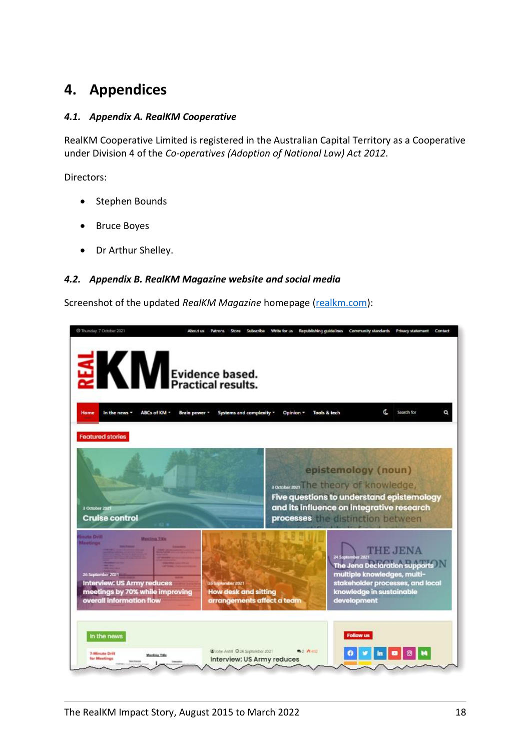# 4. Appendices

## 4.1. Appendix A. RealKM Cooperative

RealKM Cooperative Limited is registered in the Australian Capital Territory as a Cooperative under Division 4 of the *Co-operatives (Adoption of National Law) Act 2012*.

Directors:

- Stephen Bounds
- Bruce Boyes
- Dr Arthur Shelley.

## 4.2. Appendix B. RealKM Magazine website and social media

Screenshot of the updated *RealKM Magazine* homepage ([realkm.com](realkm.com)):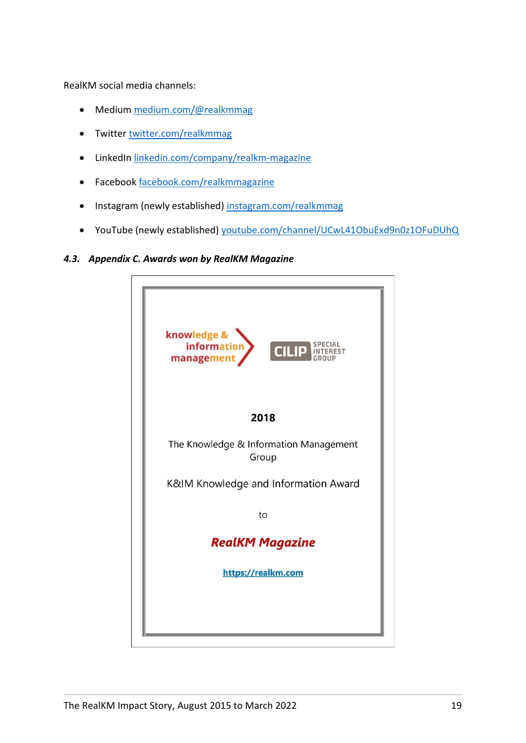RealKM social media channels:

- Medium medium.com/@realkmmag
- Twitter twitter.com/realkmmag
- LinkedIn linkedin.com/company/realkm-magazine
- Facebook facebook.com/realkmmagazine
- Instagram (newly established) instagram.com/realkmmag
- YouTube (newly established) youtube.com/channel/UCwL41ObuExd9n0z1OFuDUhQ

### *4.3. Appendix C. Awards won by RealKM Magazine*

knowledge & information management

CILIP SPECIAL INTEREST GROUP

**2018**

The Knowledge & Information Management Group

K&IM Knowledge and Information Award

to

***RealKM Magazine***

**https://realkm.com**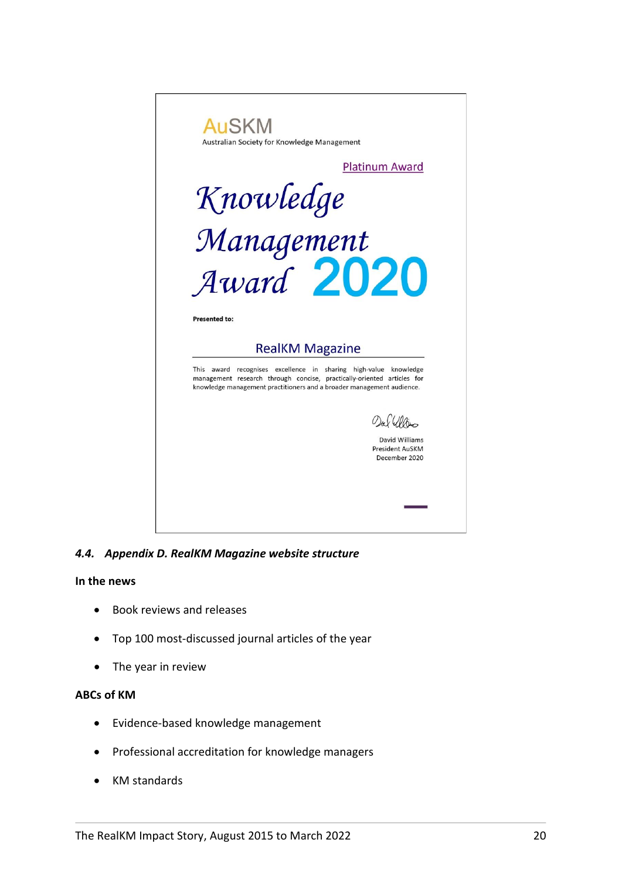AuSKM

Australian Society for Knowledge Management

Platinum Award

# Knowledge Management Award 2020

**Presented to:**

RealKM Magazine

This award recognises excellence in sharing high-value knowledge management research through concise, practically-oriented articles for knowledge management practitioners and a broader management audience.

David Williams
President AuSKM
December 2020

### *4.4. Appendix D. RealKM Magazine website structure*

**In the news**

- Book reviews and releases
- Top 100 most-discussed journal articles of the year
- The year in review

**ABCs of KM**

- Evidence-based knowledge management
- Professional accreditation for knowledge managers
- KM standards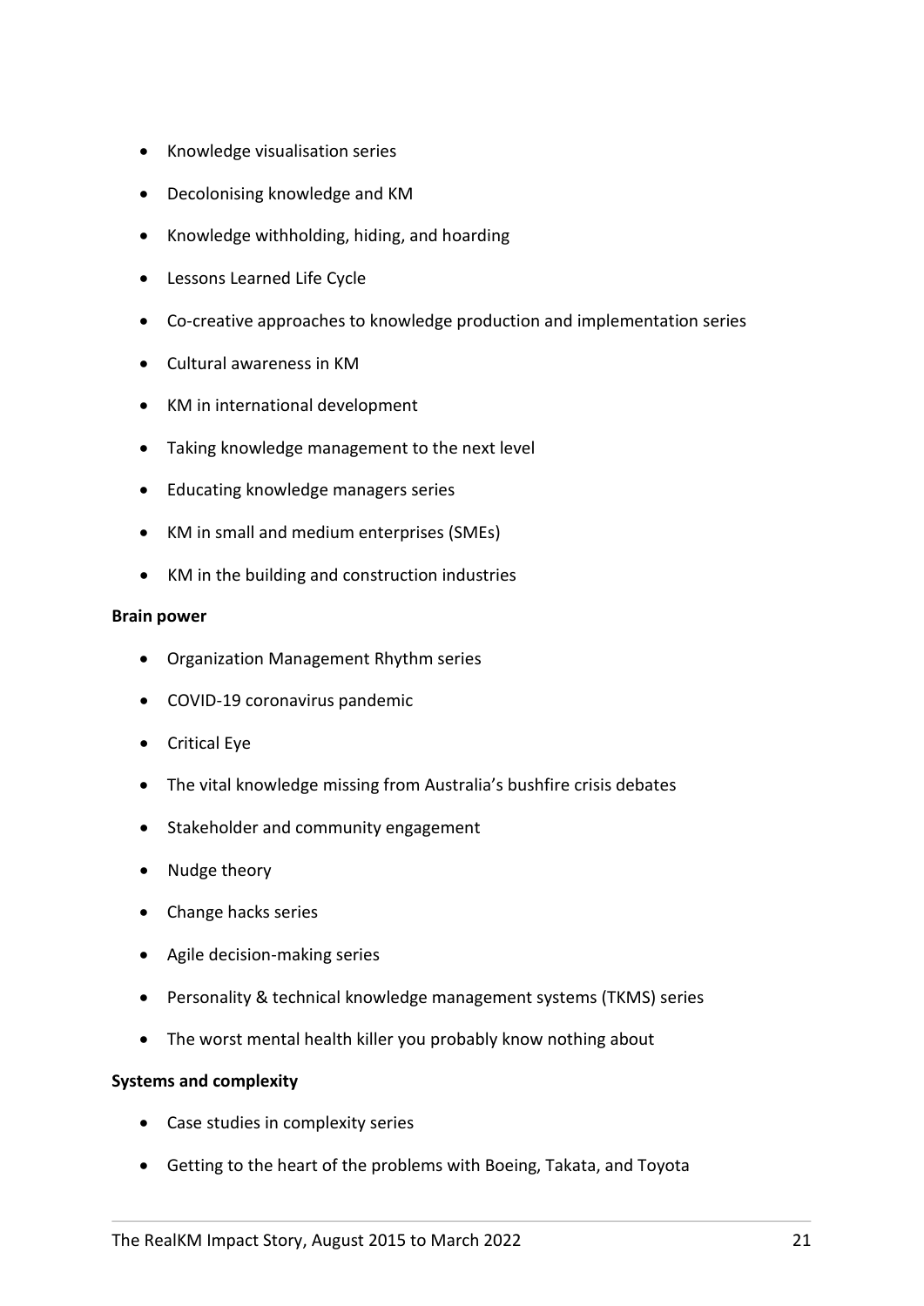- Knowledge visualisation series
- Decolonising knowledge and KM
- Knowledge withholding, hiding, and hoarding
- Lessons Learned Life Cycle
- Co-creative approaches to knowledge production and implementation series
- Cultural awareness in KM
- KM in international development
- Taking knowledge management to the next level
- Educating knowledge managers series
- KM in small and medium enterprises (SMEs)
- KM in the building and construction industries

**Brain power**

- Organization Management Rhythm series
- COVID-19 coronavirus pandemic
- Critical Eye
- The vital knowledge missing from Australia's bushfire crisis debates
- Stakeholder and community engagement
- Nudge theory
- Change hacks series
- Agile decision-making series
- Personality & technical knowledge management systems (TKMS) series
- The worst mental health killer you probably know nothing about

**Systems and complexity**

- Case studies in complexity series
- Getting to the heart of the problems with Boeing, Takata, and Toyota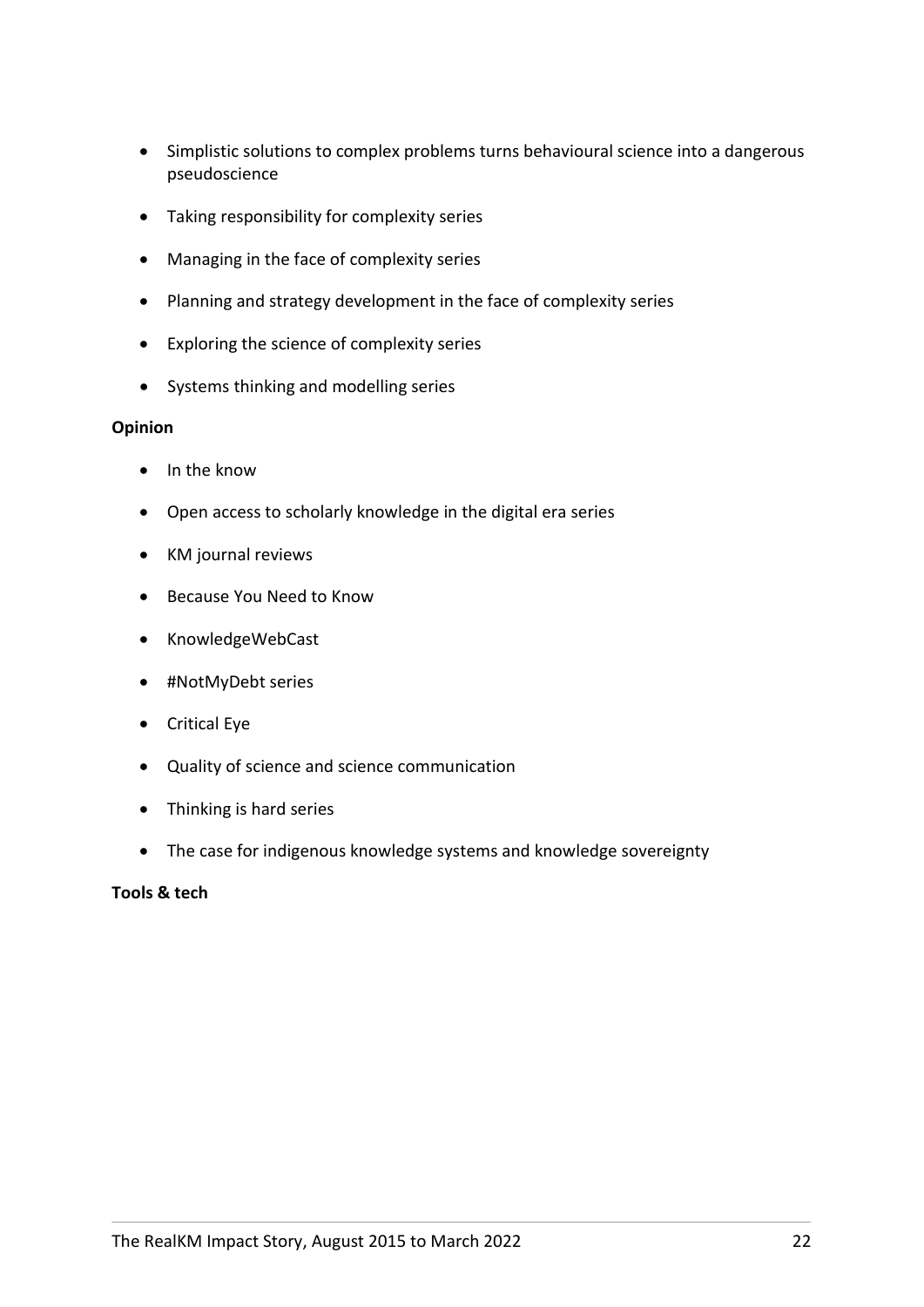- Simplistic solutions to complex problems turns behavioural science into a dangerous pseudoscience
- Taking responsibility for complexity series
- Managing in the face of complexity series
- Planning and strategy development in the face of complexity series
- Exploring the science of complexity series
- Systems thinking and modelling series

**Opinion**

- In the know
- Open access to scholarly knowledge in the digital era series
- KM journal reviews
- Because You Need to Know
- KnowledgeWebCast
- #NotMyDebt series
- Critical Eye
- Quality of science and science communication
- Thinking is hard series
- The case for indigenous knowledge systems and knowledge sovereignty

**Tools & tech**